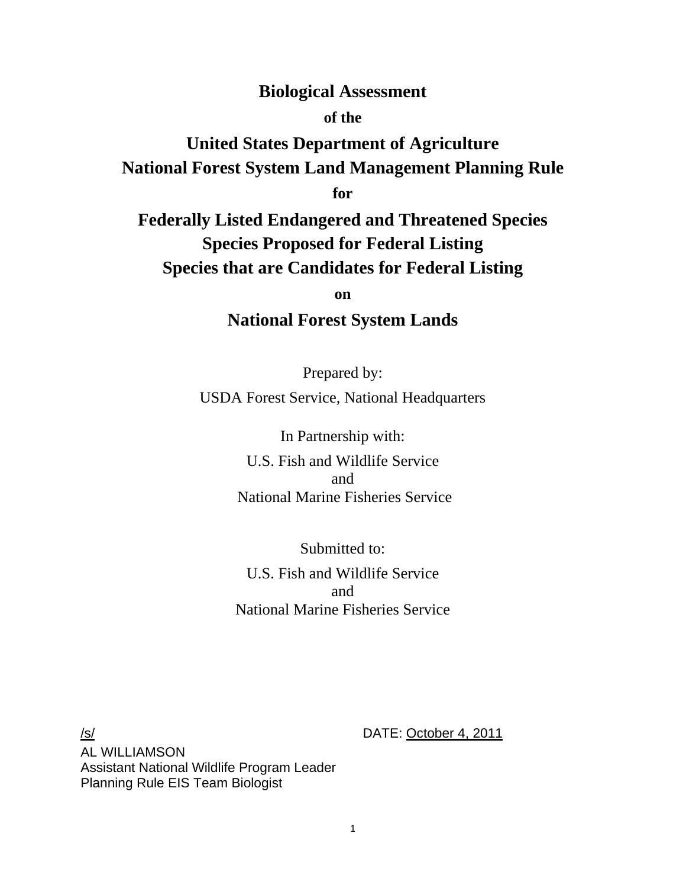# Biological Assessment

**of the**

## United States Department of Agriculture
## National Forest System Land Management Planning Rule

**for**

## Federally Listed Endangered and Threatened Species
## Species Proposed for Federal Listing
## Species that are Candidates for Federal Listing

**on**

## National Forest System Lands

Prepared by:

USDA Forest Service, National Headquarters

In Partnership with:

U.S. Fish and Wildlife Service
and
National Marine Fisheries Service

Submitted to:

U.S. Fish and Wildlife Service
and
National Marine Fisheries Service

/s/ DATE: October 4, 2011

AL WILLIAMSON
Assistant National Wildlife Program Leader
Planning Rule EIS Team Biologist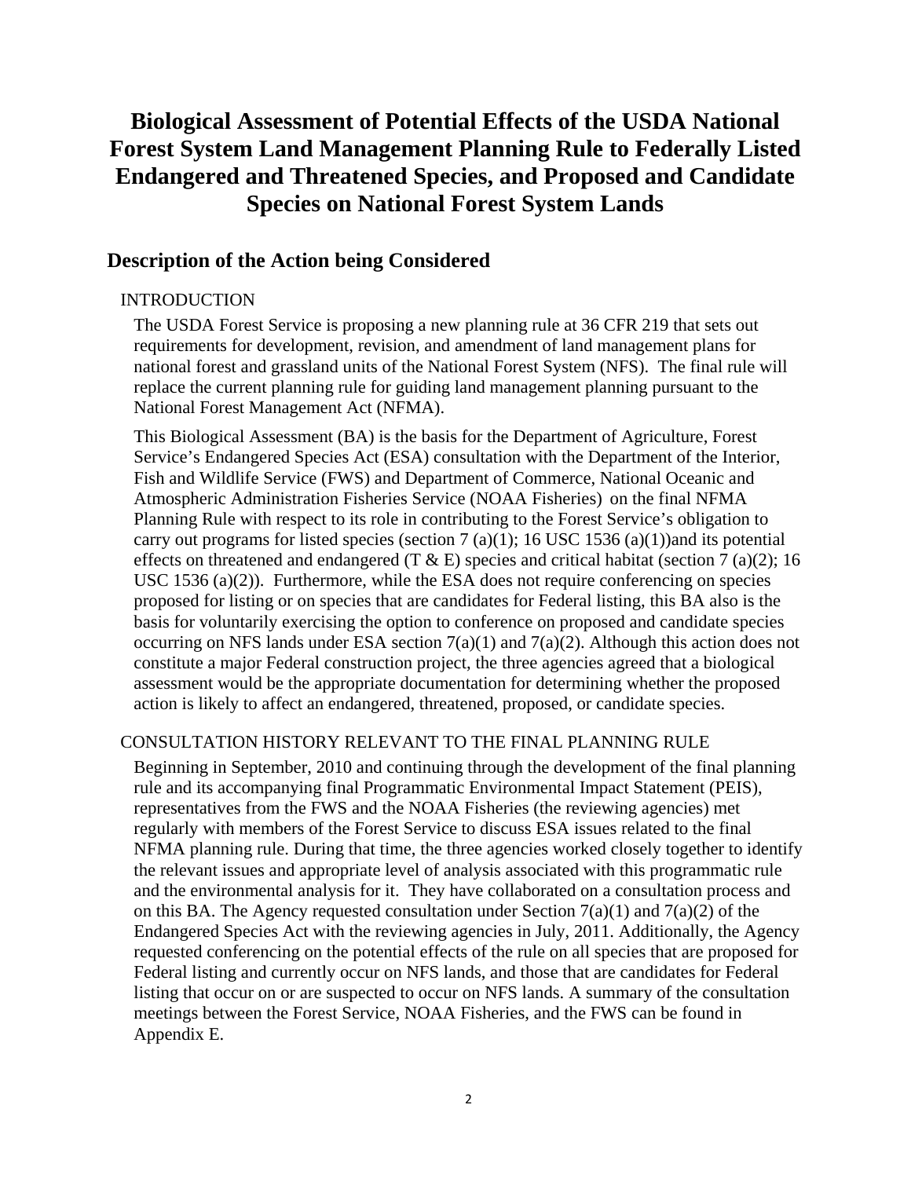# Biological Assessment of Potential Effects of the USDA National Forest System Land Management Planning Rule to Federally Listed Endangered and Threatened Species, and Proposed and Candidate Species on National Forest System Lands

## Description of the Action being Considered

### INTRODUCTION

The USDA Forest Service is proposing a new planning rule at 36 CFR 219 that sets out requirements for development, revision, and amendment of land management plans for national forest and grassland units of the National Forest System (NFS). The final rule will replace the current planning rule for guiding land management planning pursuant to the National Forest Management Act (NFMA).

This Biological Assessment (BA) is the basis for the Department of Agriculture, Forest Service's Endangered Species Act (ESA) consultation with the Department of the Interior, Fish and Wildlife Service (FWS) and Department of Commerce, National Oceanic and Atmospheric Administration Fisheries Service (NOAA Fisheries) on the final NFMA Planning Rule with respect to its role in contributing to the Forest Service's obligation to carry out programs for listed species (section 7 (a)(1); 16 USC 1536 (a)(1))and its potential effects on threatened and endangered (T & E) species and critical habitat (section 7 (a)(2); 16 USC 1536 (a)(2)). Furthermore, while the ESA does not require conferencing on species proposed for listing or on species that are candidates for Federal listing, this BA also is the basis for voluntarily exercising the option to conference on proposed and candidate species occurring on NFS lands under ESA section 7(a)(1) and 7(a)(2). Although this action does not constitute a major Federal construction project, the three agencies agreed that a biological assessment would be the appropriate documentation for determining whether the proposed action is likely to affect an endangered, threatened, proposed, or candidate species.

### CONSULTATION HISTORY RELEVANT TO THE FINAL PLANNING RULE

Beginning in September, 2010 and continuing through the development of the final planning rule and its accompanying final Programmatic Environmental Impact Statement (PEIS), representatives from the FWS and the NOAA Fisheries (the reviewing agencies) met regularly with members of the Forest Service to discuss ESA issues related to the final NFMA planning rule. During that time, the three agencies worked closely together to identify the relevant issues and appropriate level of analysis associated with this programmatic rule and the environmental analysis for it. They have collaborated on a consultation process and on this BA. The Agency requested consultation under Section 7(a)(1) and 7(a)(2) of the Endangered Species Act with the reviewing agencies in July, 2011. Additionally, the Agency requested conferencing on the potential effects of the rule on all species that are proposed for Federal listing and currently occur on NFS lands, and those that are candidates for Federal listing that occur on or are suspected to occur on NFS lands. A summary of the consultation meetings between the Forest Service, NOAA Fisheries, and the FWS can be found in Appendix E.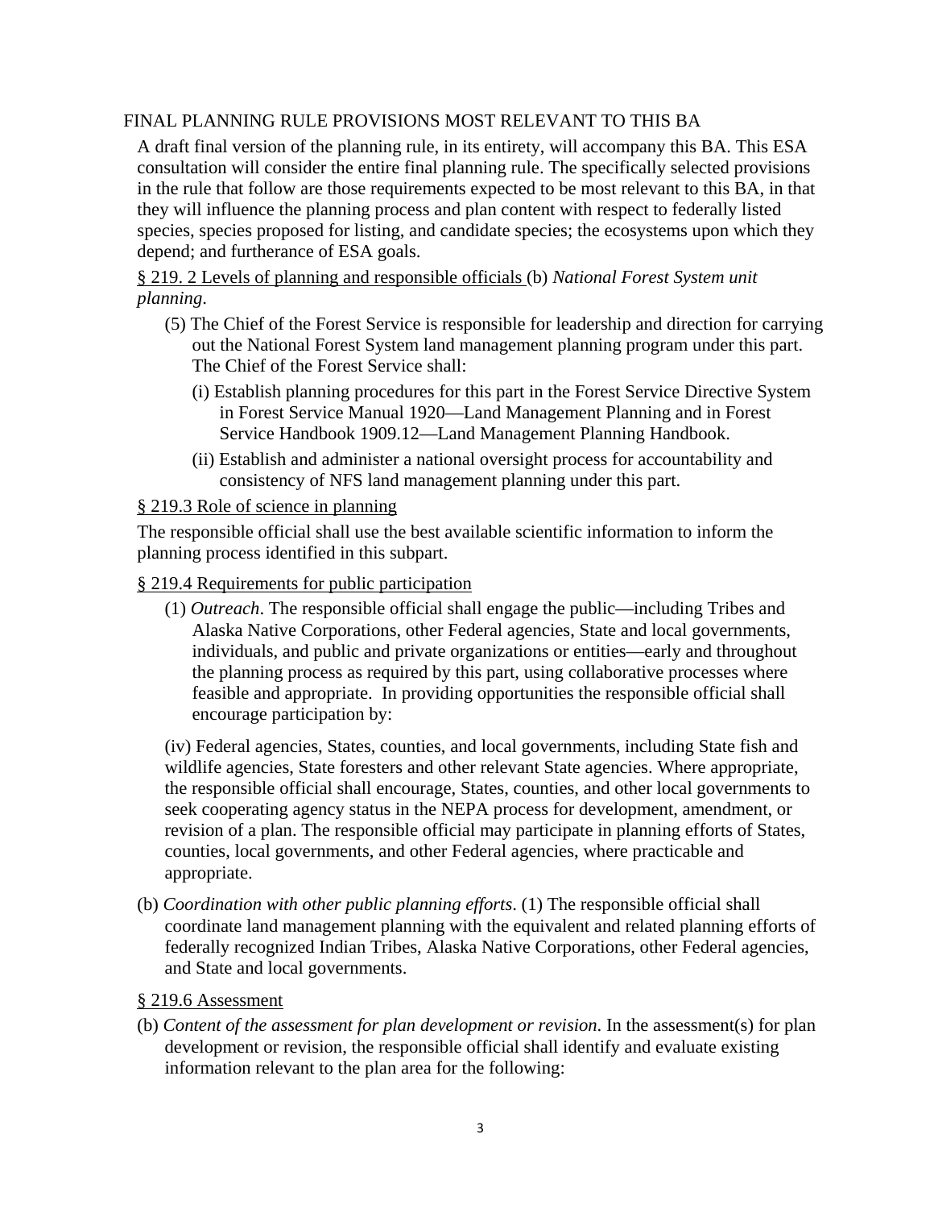FINAL PLANNING RULE PROVISIONS MOST RELEVANT TO THIS BA

A draft final version of the planning rule, in its entirety, will accompany this BA. This ESA consultation will consider the entire final planning rule. The specifically selected provisions in the rule that follow are those requirements expected to be most relevant to this BA, in that they will influence the planning process and plan content with respect to federally listed species, species proposed for listing, and candidate species; the ecosystems upon which they depend; and furtherance of ESA goals.

<u>§ 219. 2 Levels of planning and responsible officials</u> (b) *National Forest System unit planning*.

(5) The Chief of the Forest Service is responsible for leadership and direction for carrying out the National Forest System land management planning program under this part. The Chief of the Forest Service shall:

(i) Establish planning procedures for this part in the Forest Service Directive System in Forest Service Manual 1920—Land Management Planning and in Forest Service Handbook 1909.12—Land Management Planning Handbook.

(ii) Establish and administer a national oversight process for accountability and consistency of NFS land management planning under this part.

<u>§ 219.3 Role of science in planning</u>

The responsible official shall use the best available scientific information to inform the planning process identified in this subpart.

<u>§ 219.4 Requirements for public participation</u>

(1) *Outreach*. The responsible official shall engage the public—including Tribes and Alaska Native Corporations, other Federal agencies, State and local governments, individuals, and public and private organizations or entities—early and throughout the planning process as required by this part, using collaborative processes where feasible and appropriate. In providing opportunities the responsible official shall encourage participation by:

(iv) Federal agencies, States, counties, and local governments, including State fish and wildlife agencies, State foresters and other relevant State agencies. Where appropriate, the responsible official shall encourage, States, counties, and other local governments to seek cooperating agency status in the NEPA process for development, amendment, or revision of a plan. The responsible official may participate in planning efforts of States, counties, local governments, and other Federal agencies, where practicable and appropriate.

(b) *Coordination with other public planning efforts*. (1) The responsible official shall coordinate land management planning with the equivalent and related planning efforts of federally recognized Indian Tribes, Alaska Native Corporations, other Federal agencies, and State and local governments.

<u>§ 219.6 Assessment</u>

(b) *Content of the assessment for plan development or revision*. In the assessment(s) for plan development or revision, the responsible official shall identify and evaluate existing information relevant to the plan area for the following: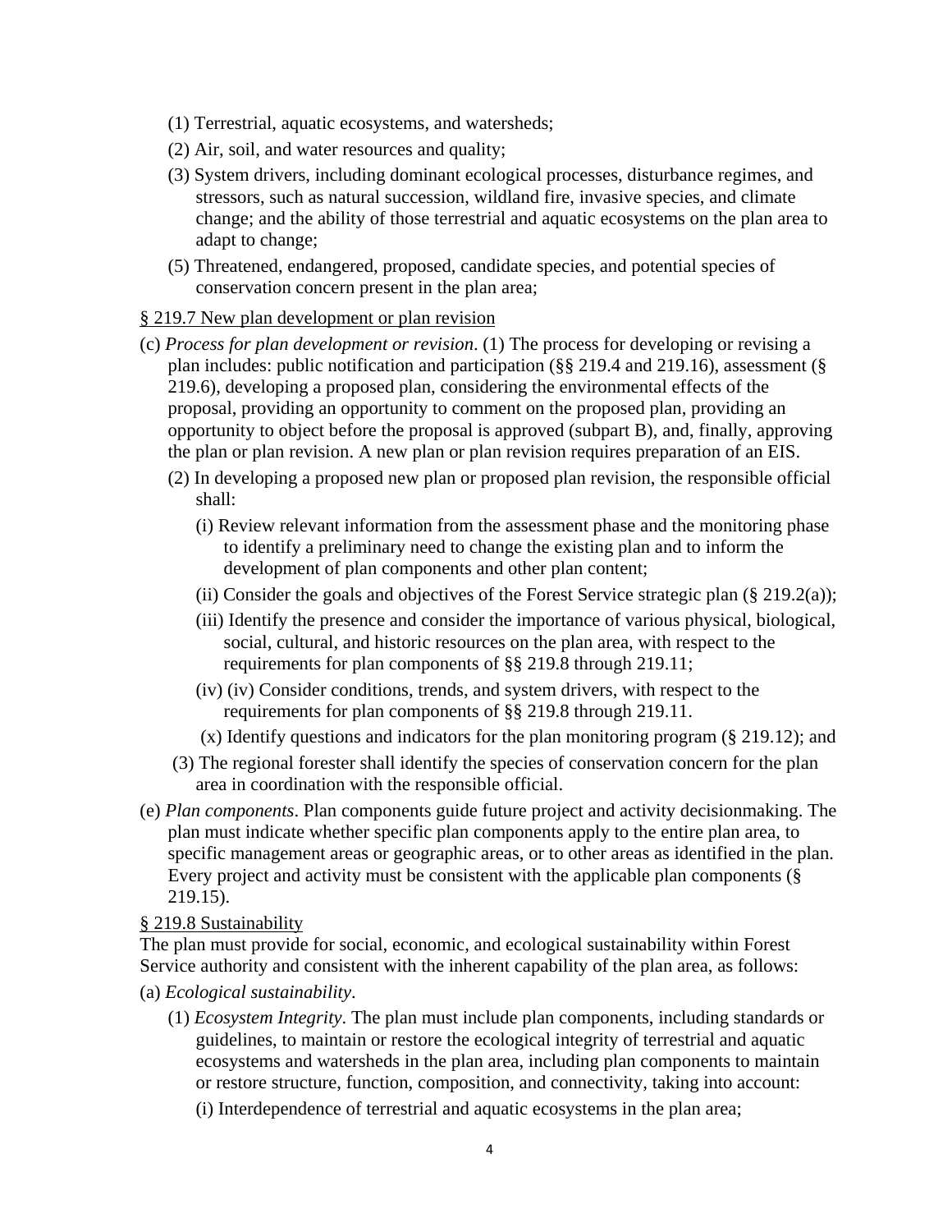(1) Terrestrial, aquatic ecosystems, and watersheds;

(2) Air, soil, and water resources and quality;

(3) System drivers, including dominant ecological processes, disturbance regimes, and stressors, such as natural succession, wildland fire, invasive species, and climate change; and the ability of those terrestrial and aquatic ecosystems on the plan area to adapt to change;

(5) Threatened, endangered, proposed, candidate species, and potential species of conservation concern present in the plan area;

§ 219.7 New plan development or plan revision

(c) *Process for plan development or revision*. (1) The process for developing or revising a plan includes: public notification and participation (§§ 219.4 and 219.16), assessment (§ 219.6), developing a proposed plan, considering the environmental effects of the proposal, providing an opportunity to comment on the proposed plan, providing an opportunity to object before the proposal is approved (subpart B), and, finally, approving the plan or plan revision. A new plan or plan revision requires preparation of an EIS.

(2) In developing a proposed new plan or proposed plan revision, the responsible official shall:

(i) Review relevant information from the assessment phase and the monitoring phase to identify a preliminary need to change the existing plan and to inform the development of plan components and other plan content;

(ii) Consider the goals and objectives of the Forest Service strategic plan (§ 219.2(a));

(iii) Identify the presence and consider the importance of various physical, biological, social, cultural, and historic resources on the plan area, with respect to the requirements for plan components of §§ 219.8 through 219.11;

(iv) (iv) Consider conditions, trends, and system drivers, with respect to the requirements for plan components of §§ 219.8 through 219.11.

(x) Identify questions and indicators for the plan monitoring program (§ 219.12); and

(3) The regional forester shall identify the species of conservation concern for the plan area in coordination with the responsible official.

(e) *Plan components*. Plan components guide future project and activity decisionmaking. The plan must indicate whether specific plan components apply to the entire plan area, to specific management areas or geographic areas, or to other areas as identified in the plan. Every project and activity must be consistent with the applicable plan components (§ 219.15).

§ 219.8 Sustainability

The plan must provide for social, economic, and ecological sustainability within Forest Service authority and consistent with the inherent capability of the plan area, as follows:

(a) *Ecological sustainability*.

(1) *Ecosystem Integrity*. The plan must include plan components, including standards or guidelines, to maintain or restore the ecological integrity of terrestrial and aquatic ecosystems and watersheds in the plan area, including plan components to maintain or restore structure, function, composition, and connectivity, taking into account:

(i) Interdependence of terrestrial and aquatic ecosystems in the plan area;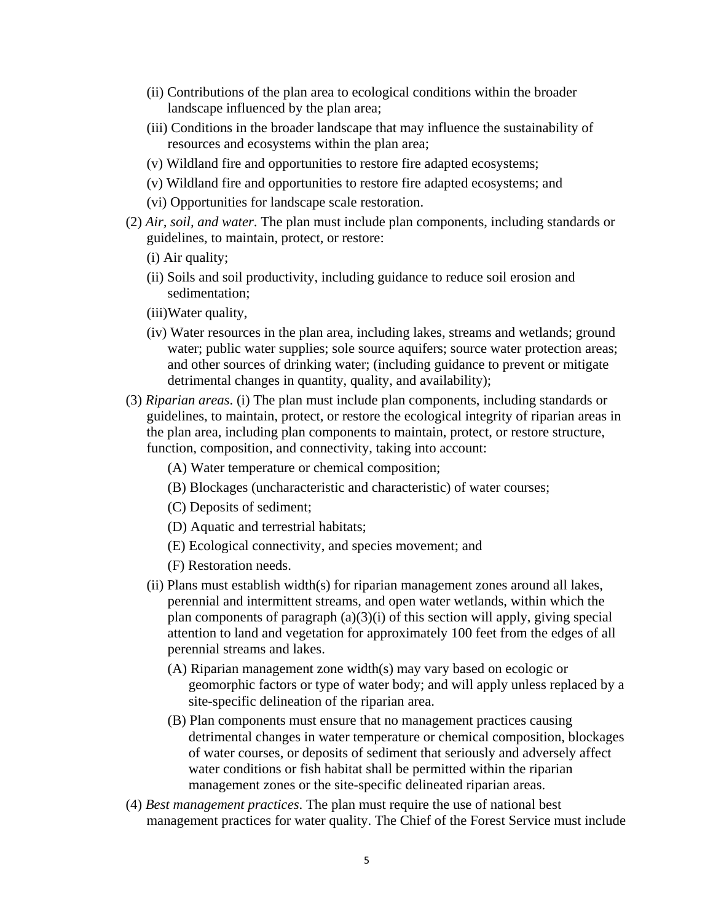(ii) Contributions of the plan area to ecological conditions within the broader landscape influenced by the plan area;

(iii) Conditions in the broader landscape that may influence the sustainability of resources and ecosystems within the plan area;

(v) Wildland fire and opportunities to restore fire adapted ecosystems;

(v) Wildland fire and opportunities to restore fire adapted ecosystems; and

(vi) Opportunities for landscape scale restoration.

(2) *Air, soil, and water*. The plan must include plan components, including standards or guidelines, to maintain, protect, or restore:

(i) Air quality;

(ii) Soils and soil productivity, including guidance to reduce soil erosion and sedimentation;

(iii)Water quality,

(iv) Water resources in the plan area, including lakes, streams and wetlands; ground water; public water supplies; sole source aquifers; source water protection areas; and other sources of drinking water; (including guidance to prevent or mitigate detrimental changes in quantity, quality, and availability);

(3) *Riparian areas*. (i) The plan must include plan components, including standards or guidelines, to maintain, protect, or restore the ecological integrity of riparian areas in the plan area, including plan components to maintain, protect, or restore structure, function, composition, and connectivity, taking into account:

(A) Water temperature or chemical composition;

(B) Blockages (uncharacteristic and characteristic) of water courses;

(C) Deposits of sediment;

(D) Aquatic and terrestrial habitats;

(E) Ecological connectivity, and species movement; and

(F) Restoration needs.

(ii) Plans must establish width(s) for riparian management zones around all lakes, perennial and intermittent streams, and open water wetlands, within which the plan components of paragraph (a)(3)(i) of this section will apply, giving special attention to land and vegetation for approximately 100 feet from the edges of all perennial streams and lakes.

(A) Riparian management zone width(s) may vary based on ecologic or geomorphic factors or type of water body; and will apply unless replaced by a site-specific delineation of the riparian area.

(B) Plan components must ensure that no management practices causing detrimental changes in water temperature or chemical composition, blockages of water courses, or deposits of sediment that seriously and adversely affect water conditions or fish habitat shall be permitted within the riparian management zones or the site-specific delineated riparian areas.

(4) *Best management practices*. The plan must require the use of national best management practices for water quality. The Chief of the Forest Service must include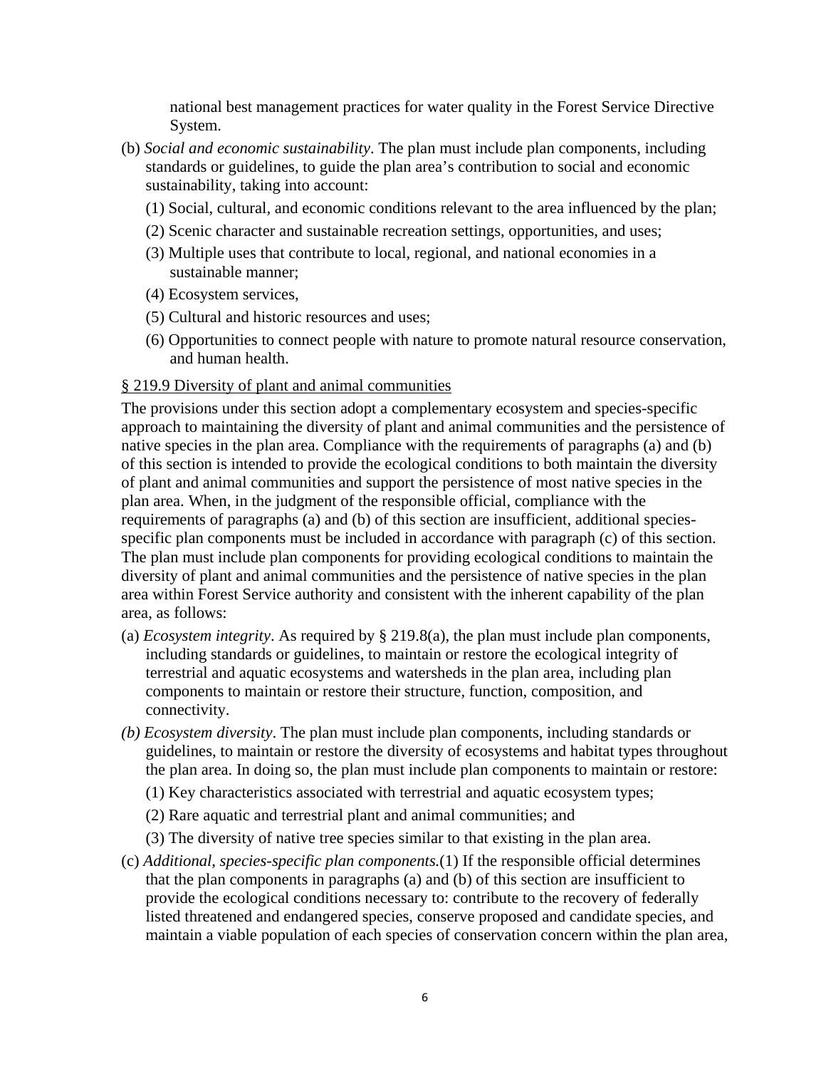national best management practices for water quality in the Forest Service Directive System.

(b) *Social and economic sustainability*. The plan must include plan components, including standards or guidelines, to guide the plan area's contribution to social and economic sustainability, taking into account:

(1) Social, cultural, and economic conditions relevant to the area influenced by the plan;

(2) Scenic character and sustainable recreation settings, opportunities, and uses;

(3) Multiple uses that contribute to local, regional, and national economies in a sustainable manner;

(4) Ecosystem services,

(5) Cultural and historic resources and uses;

(6) Opportunities to connect people with nature to promote natural resource conservation, and human health.

§ 219.9 Diversity of plant and animal communities

The provisions under this section adopt a complementary ecosystem and species-specific approach to maintaining the diversity of plant and animal communities and the persistence of native species in the plan area. Compliance with the requirements of paragraphs (a) and (b) of this section is intended to provide the ecological conditions to both maintain the diversity of plant and animal communities and support the persistence of most native species in the plan area. When, in the judgment of the responsible official, compliance with the requirements of paragraphs (a) and (b) of this section are insufficient, additional species-specific plan components must be included in accordance with paragraph (c) of this section. The plan must include plan components for providing ecological conditions to maintain the diversity of plant and animal communities and the persistence of native species in the plan area within Forest Service authority and consistent with the inherent capability of the plan area, as follows:

(a) *Ecosystem integrity*. As required by § 219.8(a), the plan must include plan components, including standards or guidelines, to maintain or restore the ecological integrity of terrestrial and aquatic ecosystems and watersheds in the plan area, including plan components to maintain or restore their structure, function, composition, and connectivity.

*(b) Ecosystem diversity*. The plan must include plan components, including standards or guidelines, to maintain or restore the diversity of ecosystems and habitat types throughout the plan area. In doing so, the plan must include plan components to maintain or restore:

(1) Key characteristics associated with terrestrial and aquatic ecosystem types;

(2) Rare aquatic and terrestrial plant and animal communities; and

(3) The diversity of native tree species similar to that existing in the plan area.

(c) *Additional, species-specific plan components.*(1) If the responsible official determines that the plan components in paragraphs (a) and (b) of this section are insufficient to provide the ecological conditions necessary to: contribute to the recovery of federally listed threatened and endangered species, conserve proposed and candidate species, and maintain a viable population of each species of conservation concern within the plan area,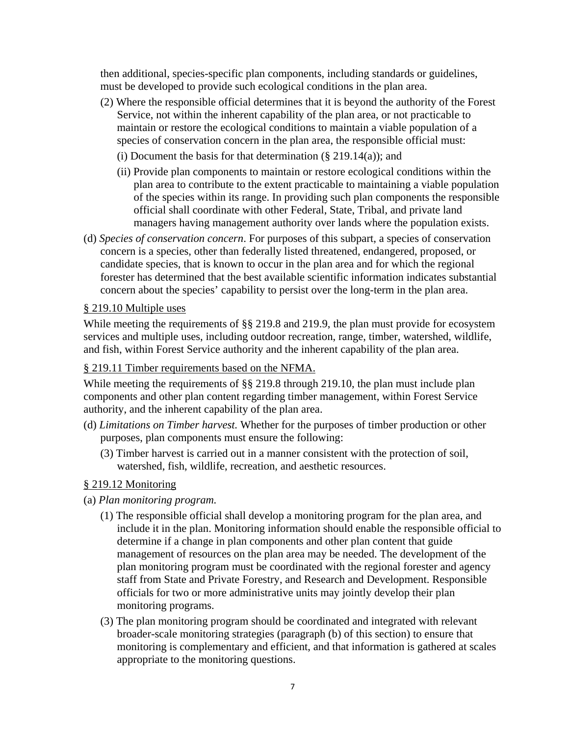then additional, species-specific plan components, including standards or guidelines, must be developed to provide such ecological conditions in the plan area.

(2) Where the responsible official determines that it is beyond the authority of the Forest Service, not within the inherent capability of the plan area, or not practicable to maintain or restore the ecological conditions to maintain a viable population of a species of conservation concern in the plan area, the responsible official must:

(i) Document the basis for that determination (§ 219.14(a)); and

(ii) Provide plan components to maintain or restore ecological conditions within the plan area to contribute to the extent practicable to maintaining a viable population of the species within its range. In providing such plan components the responsible official shall coordinate with other Federal, State, Tribal, and private land managers having management authority over lands where the population exists.

(d) *Species of conservation concern*. For purposes of this subpart, a species of conservation concern is a species, other than federally listed threatened, endangered, proposed, or candidate species, that is known to occur in the plan area and for which the regional forester has determined that the best available scientific information indicates substantial concern about the species' capability to persist over the long-term in the plan area.

<u>§ 219.10 Multiple uses</u>

While meeting the requirements of §§ 219.8 and 219.9, the plan must provide for ecosystem services and multiple uses, including outdoor recreation, range, timber, watershed, wildlife, and fish, within Forest Service authority and the inherent capability of the plan area.

<u>§ 219.11 Timber requirements based on the NFMA.</u>

While meeting the requirements of §§ 219.8 through 219.10, the plan must include plan components and other plan content regarding timber management, within Forest Service authority, and the inherent capability of the plan area.

(d) *Limitations on Timber harvest.* Whether for the purposes of timber production or other purposes, plan components must ensure the following:

(3) Timber harvest is carried out in a manner consistent with the protection of soil, watershed, fish, wildlife, recreation, and aesthetic resources.

<u>§ 219.12 Monitoring</u>

(a) *Plan monitoring program.*

(1) The responsible official shall develop a monitoring program for the plan area, and include it in the plan. Monitoring information should enable the responsible official to determine if a change in plan components and other plan content that guide management of resources on the plan area may be needed. The development of the plan monitoring program must be coordinated with the regional forester and agency staff from State and Private Forestry, and Research and Development. Responsible officials for two or more administrative units may jointly develop their plan monitoring programs.

(3) The plan monitoring program should be coordinated and integrated with relevant broader-scale monitoring strategies (paragraph (b) of this section) to ensure that monitoring is complementary and efficient, and that information is gathered at scales appropriate to the monitoring questions.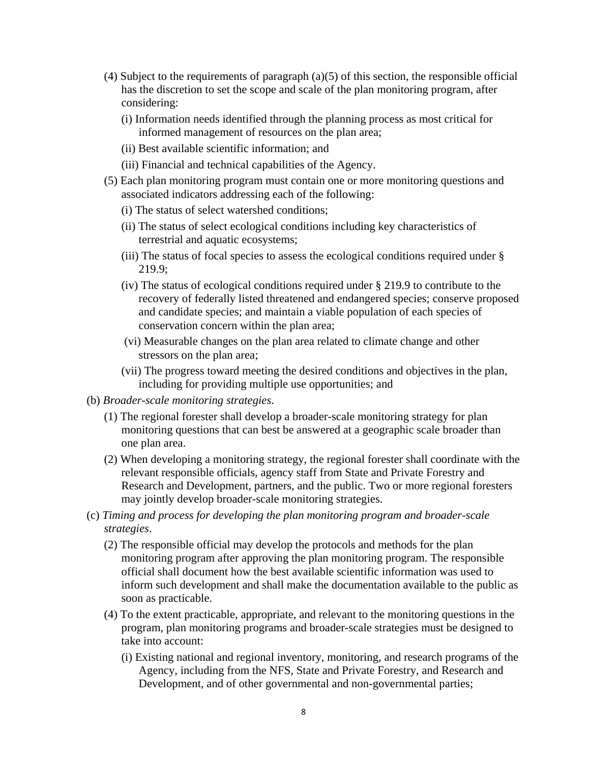(4) Subject to the requirements of paragraph (a)(5) of this section, the responsible official has the discretion to set the scope and scale of the plan monitoring program, after considering:

(i) Information needs identified through the planning process as most critical for informed management of resources on the plan area;

(ii) Best available scientific information; and

(iii) Financial and technical capabilities of the Agency.

(5) Each plan monitoring program must contain one or more monitoring questions and associated indicators addressing each of the following:

(i) The status of select watershed conditions;

(ii) The status of select ecological conditions including key characteristics of terrestrial and aquatic ecosystems;

(iii) The status of focal species to assess the ecological conditions required under § 219.9;

(iv) The status of ecological conditions required under § 219.9 to contribute to the recovery of federally listed threatened and endangered species; conserve proposed and candidate species; and maintain a viable population of each species of conservation concern within the plan area;

(vi) Measurable changes on the plan area related to climate change and other stressors on the plan area;

(vii) The progress toward meeting the desired conditions and objectives in the plan, including for providing multiple use opportunities; and

(b) *Broader-scale monitoring strategies*.

(1) The regional forester shall develop a broader-scale monitoring strategy for plan monitoring questions that can best be answered at a geographic scale broader than one plan area.

(2) When developing a monitoring strategy, the regional forester shall coordinate with the relevant responsible officials, agency staff from State and Private Forestry and Research and Development, partners, and the public. Two or more regional foresters may jointly develop broader-scale monitoring strategies.

(c) *Timing and process for developing the plan monitoring program and broader-scale strategies*.

(2) The responsible official may develop the protocols and methods for the plan monitoring program after approving the plan monitoring program. The responsible official shall document how the best available scientific information was used to inform such development and shall make the documentation available to the public as soon as practicable.

(4) To the extent practicable, appropriate, and relevant to the monitoring questions in the program, plan monitoring programs and broader-scale strategies must be designed to take into account:

(i) Existing national and regional inventory, monitoring, and research programs of the Agency, including from the NFS, State and Private Forestry, and Research and Development, and of other governmental and non-governmental parties;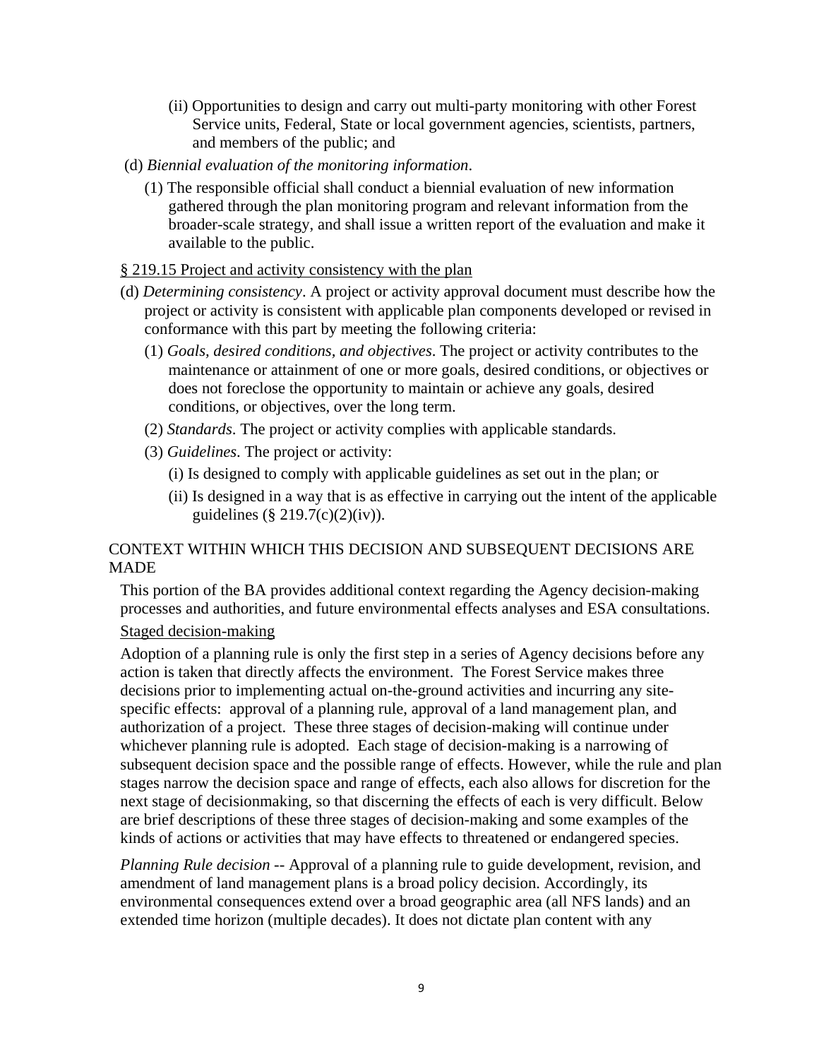(ii) Opportunities to design and carry out multi-party monitoring with other Forest Service units, Federal, State or local government agencies, scientists, partners, and members of the public; and

(d) *Biennial evaluation of the monitoring information*.

(1) The responsible official shall conduct a biennial evaluation of new information gathered through the plan monitoring program and relevant information from the broader-scale strategy, and shall issue a written report of the evaluation and make it available to the public.

<u>§ 219.15 Project and activity consistency with the plan</u>

(d) *Determining consistency*. A project or activity approval document must describe how the project or activity is consistent with applicable plan components developed or revised in conformance with this part by meeting the following criteria:

(1) *Goals, desired conditions, and objectives*. The project or activity contributes to the maintenance or attainment of one or more goals, desired conditions, or objectives or does not foreclose the opportunity to maintain or achieve any goals, desired conditions, or objectives, over the long term.

(2) *Standards*. The project or activity complies with applicable standards.

(3) *Guidelines*. The project or activity:

(i) Is designed to comply with applicable guidelines as set out in the plan; or

(ii) Is designed in a way that is as effective in carrying out the intent of the applicable guidelines (§ 219.7(c)(2)(iv)).

## CONTEXT WITHIN WHICH THIS DECISION AND SUBSEQUENT DECISIONS ARE MADE

This portion of the BA provides additional context regarding the Agency decision-making processes and authorities, and future environmental effects analyses and ESA consultations.

<u>Staged decision-making</u>

Adoption of a planning rule is only the first step in a series of Agency decisions before any action is taken that directly affects the environment. The Forest Service makes three decisions prior to implementing actual on-the-ground activities and incurring any site-specific effects: approval of a planning rule, approval of a land management plan, and authorization of a project. These three stages of decision-making will continue under whichever planning rule is adopted. Each stage of decision-making is a narrowing of subsequent decision space and the possible range of effects. However, while the rule and plan stages narrow the decision space and range of effects, each also allows for discretion for the next stage of decisionmaking, so that discerning the effects of each is very difficult. Below are brief descriptions of these three stages of decision-making and some examples of the kinds of actions or activities that may have effects to threatened or endangered species.

*Planning Rule decision* -- Approval of a planning rule to guide development, revision, and amendment of land management plans is a broad policy decision. Accordingly, its environmental consequences extend over a broad geographic area (all NFS lands) and an extended time horizon (multiple decades). It does not dictate plan content with any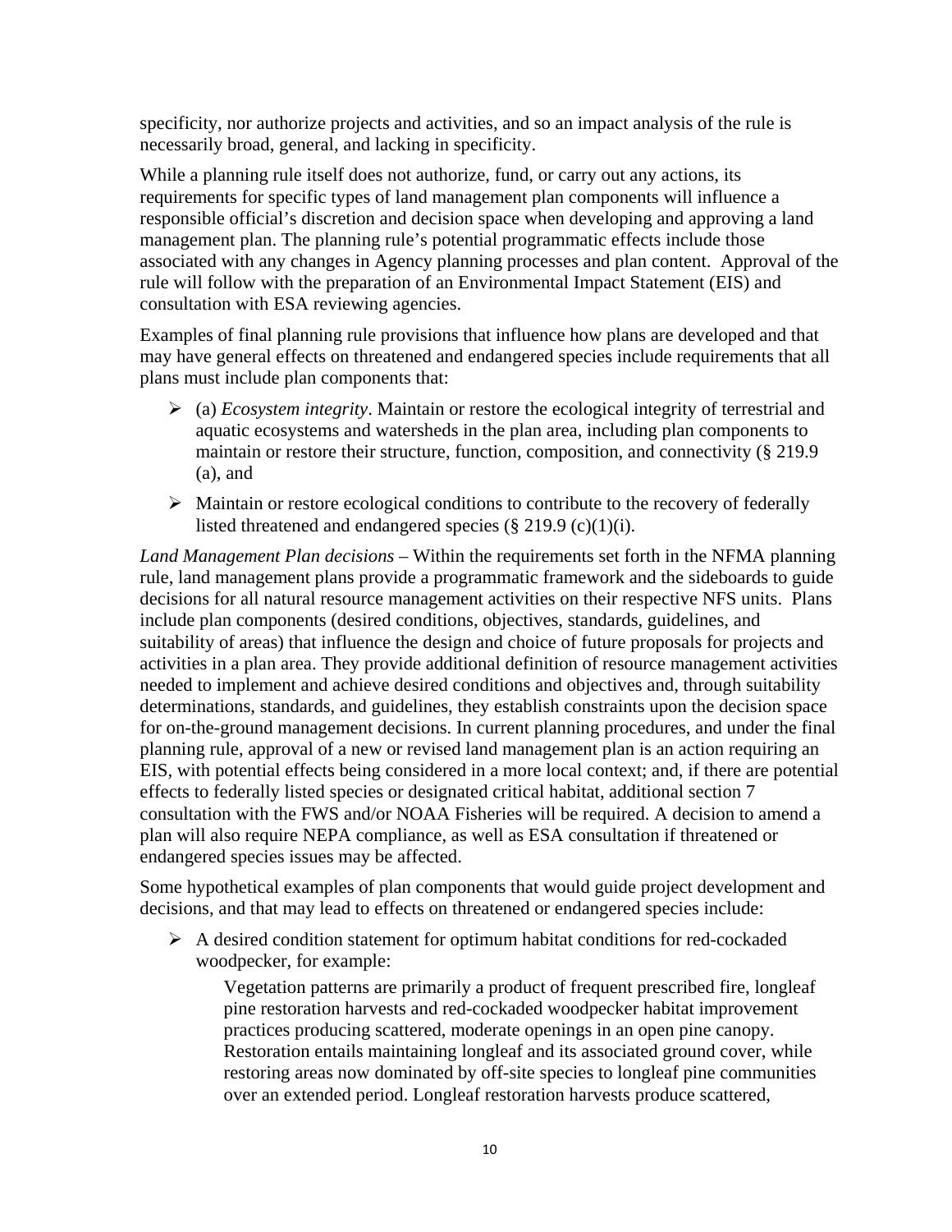specificity, nor authorize projects and activities, and so an impact analysis of the rule is necessarily broad, general, and lacking in specificity.

While a planning rule itself does not authorize, fund, or carry out any actions, its requirements for specific types of land management plan components will influence a responsible official's discretion and decision space when developing and approving a land management plan. The planning rule's potential programmatic effects include those associated with any changes in Agency planning processes and plan content. Approval of the rule will follow with the preparation of an Environmental Impact Statement (EIS) and consultation with ESA reviewing agencies.

Examples of final planning rule provisions that influence how plans are developed and that may have general effects on threatened and endangered species include requirements that all plans must include plan components that:

- (a) *Ecosystem integrity*. Maintain or restore the ecological integrity of terrestrial and aquatic ecosystems and watersheds in the plan area, including plan components to maintain or restore their structure, function, composition, and connectivity (§ 219.9 (a), and
- Maintain or restore ecological conditions to contribute to the recovery of federally listed threatened and endangered species (§ 219.9 (c)(1)(i).

*Land Management Plan decisions* – Within the requirements set forth in the NFMA planning rule, land management plans provide a programmatic framework and the sideboards to guide decisions for all natural resource management activities on their respective NFS units. Plans include plan components (desired conditions, objectives, standards, guidelines, and suitability of areas) that influence the design and choice of future proposals for projects and activities in a plan area. They provide additional definition of resource management activities needed to implement and achieve desired conditions and objectives and, through suitability determinations, standards, and guidelines, they establish constraints upon the decision space for on-the-ground management decisions. In current planning procedures, and under the final planning rule, approval of a new or revised land management plan is an action requiring an EIS, with potential effects being considered in a more local context; and, if there are potential effects to federally listed species or designated critical habitat, additional section 7 consultation with the FWS and/or NOAA Fisheries will be required. A decision to amend a plan will also require NEPA compliance, as well as ESA consultation if threatened or endangered species issues may be affected.

Some hypothetical examples of plan components that would guide project development and decisions, and that may lead to effects on threatened or endangered species include:

- A desired condition statement for optimum habitat conditions for red-cockaded woodpecker, for example:

  > Vegetation patterns are primarily a product of frequent prescribed fire, longleaf pine restoration harvests and red-cockaded woodpecker habitat improvement practices producing scattered, moderate openings in an open pine canopy. Restoration entails maintaining longleaf and its associated ground cover, while restoring areas now dominated by off-site species to longleaf pine communities over an extended period. Longleaf restoration harvests produce scattered,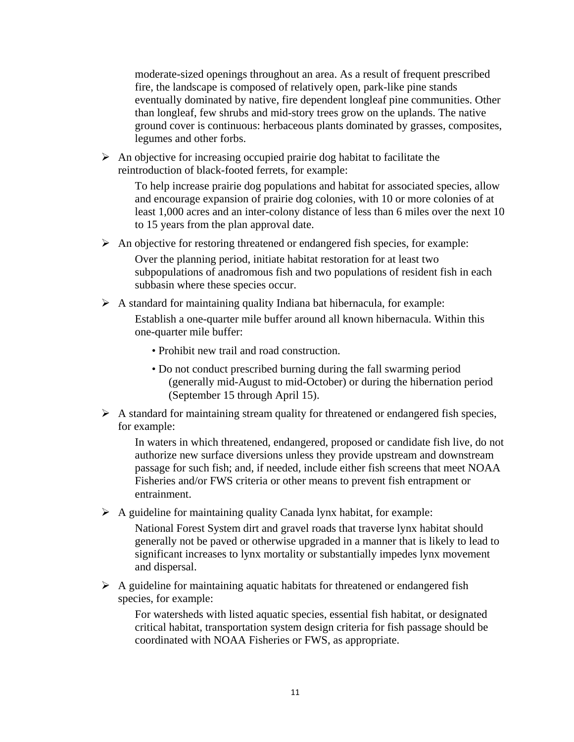moderate-sized openings throughout an area. As a result of frequent prescribed fire, the landscape is composed of relatively open, park-like pine stands eventually dominated by native, fire dependent longleaf pine communities. Other than longleaf, few shrubs and mid-story trees grow on the uplands. The native ground cover is continuous: herbaceous plants dominated by grasses, composites, legumes and other forbs.

- An objective for increasing occupied prairie dog habitat to facilitate the reintroduction of black-footed ferrets, for example:

  To help increase prairie dog populations and habitat for associated species, allow and encourage expansion of prairie dog colonies, with 10 or more colonies of at least 1,000 acres and an inter-colony distance of less than 6 miles over the next 10 to 15 years from the plan approval date.

- An objective for restoring threatened or endangered fish species, for example:

  Over the planning period, initiate habitat restoration for at least two subpopulations of anadromous fish and two populations of resident fish in each subbasin where these species occur.

- A standard for maintaining quality Indiana bat hibernacula, for example:

  Establish a one-quarter mile buffer around all known hibernacula. Within this one-quarter mile buffer:

  - Prohibit new trail and road construction.
  - Do not conduct prescribed burning during the fall swarming period (generally mid-August to mid-October) or during the hibernation period (September 15 through April 15).

- A standard for maintaining stream quality for threatened or endangered fish species, for example:

  In waters in which threatened, endangered, proposed or candidate fish live, do not authorize new surface diversions unless they provide upstream and downstream passage for such fish; and, if needed, include either fish screens that meet NOAA Fisheries and/or FWS criteria or other means to prevent fish entrapment or entrainment.

- A guideline for maintaining quality Canada lynx habitat, for example:

  National Forest System dirt and gravel roads that traverse lynx habitat should generally not be paved or otherwise upgraded in a manner that is likely to lead to significant increases to lynx mortality or substantially impedes lynx movement and dispersal.

- A guideline for maintaining aquatic habitats for threatened or endangered fish species, for example:

  For watersheds with listed aquatic species, essential fish habitat, or designated critical habitat, transportation system design criteria for fish passage should be coordinated with NOAA Fisheries or FWS, as appropriate.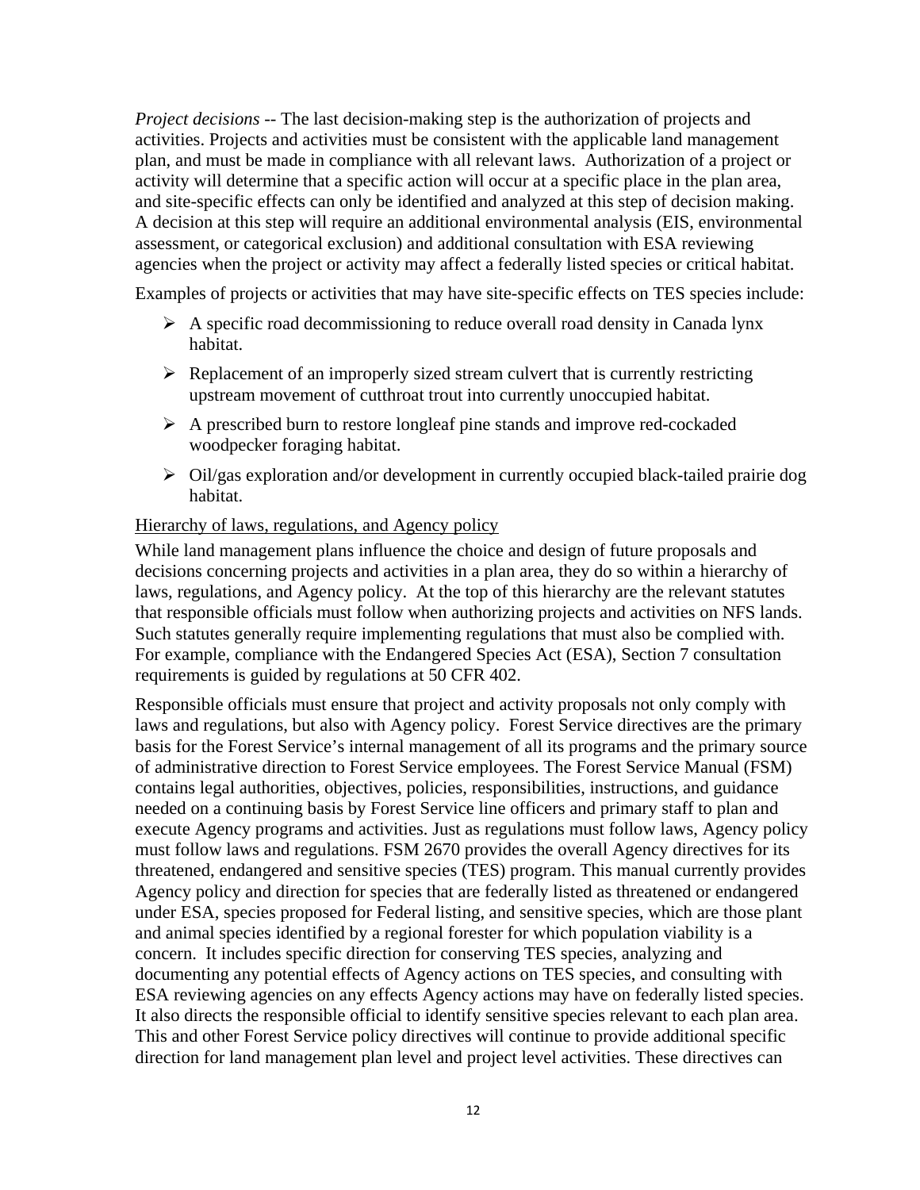*Project decisions* -- The last decision-making step is the authorization of projects and activities. Projects and activities must be consistent with the applicable land management plan, and must be made in compliance with all relevant laws. Authorization of a project or activity will determine that a specific action will occur at a specific place in the plan area, and site-specific effects can only be identified and analyzed at this step of decision making. A decision at this step will require an additional environmental analysis (EIS, environmental assessment, or categorical exclusion) and additional consultation with ESA reviewing agencies when the project or activity may affect a federally listed species or critical habitat.

Examples of projects or activities that may have site-specific effects on TES species include:

- A specific road decommissioning to reduce overall road density in Canada lynx habitat.
- Replacement of an improperly sized stream culvert that is currently restricting upstream movement of cutthroat trout into currently unoccupied habitat.
- A prescribed burn to restore longleaf pine stands and improve red-cockaded woodpecker foraging habitat.
- Oil/gas exploration and/or development in currently occupied black-tailed prairie dog habitat.

<u>Hierarchy of laws, regulations, and Agency policy</u>

While land management plans influence the choice and design of future proposals and decisions concerning projects and activities in a plan area, they do so within a hierarchy of laws, regulations, and Agency policy. At the top of this hierarchy are the relevant statutes that responsible officials must follow when authorizing projects and activities on NFS lands. Such statutes generally require implementing regulations that must also be complied with. For example, compliance with the Endangered Species Act (ESA), Section 7 consultation requirements is guided by regulations at 50 CFR 402.

Responsible officials must ensure that project and activity proposals not only comply with laws and regulations, but also with Agency policy. Forest Service directives are the primary basis for the Forest Service's internal management of all its programs and the primary source of administrative direction to Forest Service employees. The Forest Service Manual (FSM) contains legal authorities, objectives, policies, responsibilities, instructions, and guidance needed on a continuing basis by Forest Service line officers and primary staff to plan and execute Agency programs and activities. Just as regulations must follow laws, Agency policy must follow laws and regulations. FSM 2670 provides the overall Agency directives for its threatened, endangered and sensitive species (TES) program. This manual currently provides Agency policy and direction for species that are federally listed as threatened or endangered under ESA, species proposed for Federal listing, and sensitive species, which are those plant and animal species identified by a regional forester for which population viability is a concern. It includes specific direction for conserving TES species, analyzing and documenting any potential effects of Agency actions on TES species, and consulting with ESA reviewing agencies on any effects Agency actions may have on federally listed species. It also directs the responsible official to identify sensitive species relevant to each plan area. This and other Forest Service policy directives will continue to provide additional specific direction for land management plan level and project level activities. These directives can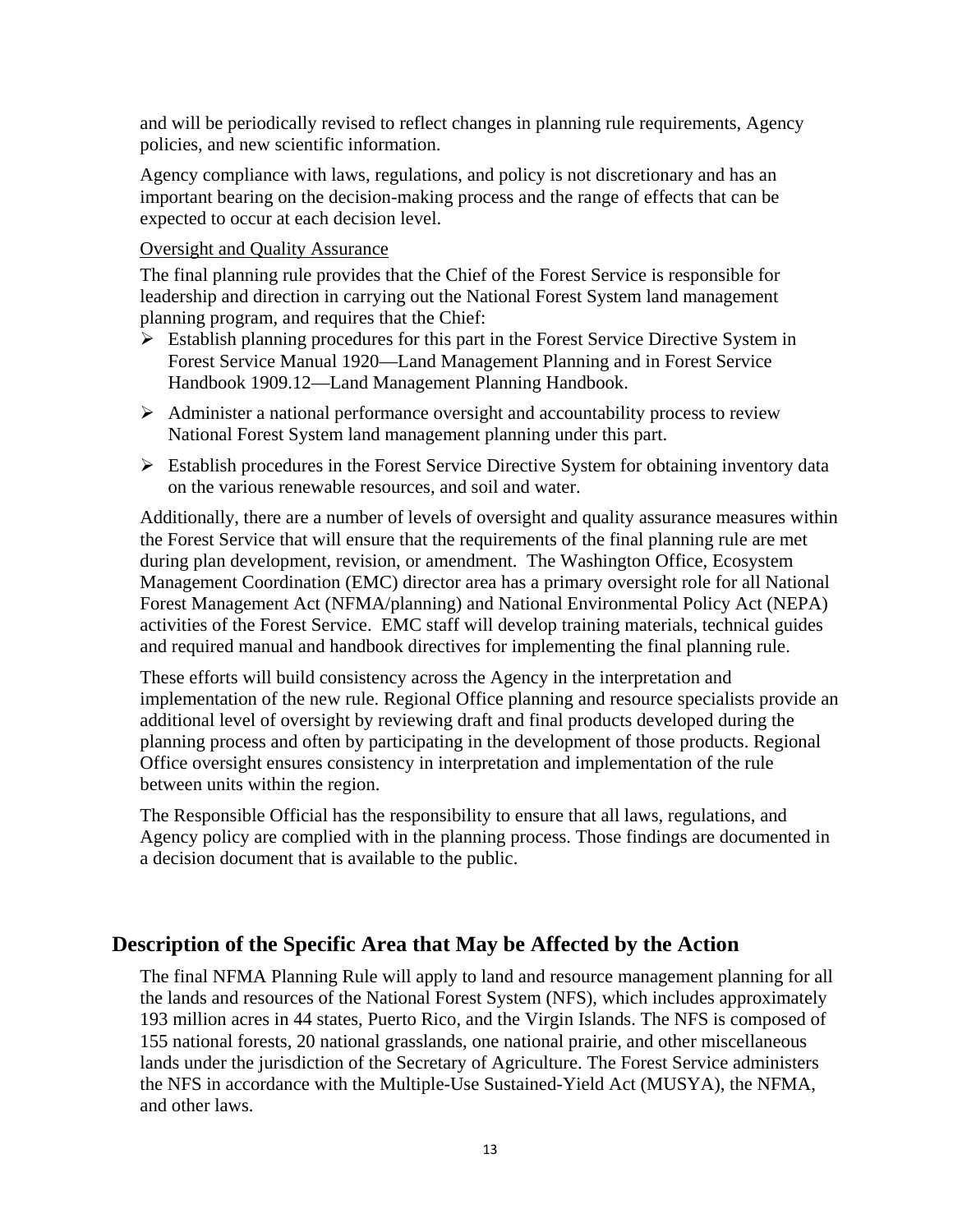and will be periodically revised to reflect changes in planning rule requirements, Agency policies, and new scientific information.

Agency compliance with laws, regulations, and policy is not discretionary and has an important bearing on the decision-making process and the range of effects that can be expected to occur at each decision level.

Oversight and Quality Assurance

The final planning rule provides that the Chief of the Forest Service is responsible for leadership and direction in carrying out the National Forest System land management planning program, and requires that the Chief:

- Establish planning procedures for this part in the Forest Service Directive System in Forest Service Manual 1920—Land Management Planning and in Forest Service Handbook 1909.12—Land Management Planning Handbook.
- Administer a national performance oversight and accountability process to review National Forest System land management planning under this part.
- Establish procedures in the Forest Service Directive System for obtaining inventory data on the various renewable resources, and soil and water.

Additionally, there are a number of levels of oversight and quality assurance measures within the Forest Service that will ensure that the requirements of the final planning rule are met during plan development, revision, or amendment. The Washington Office, Ecosystem Management Coordination (EMC) director area has a primary oversight role for all National Forest Management Act (NFMA/planning) and National Environmental Policy Act (NEPA) activities of the Forest Service. EMC staff will develop training materials, technical guides and required manual and handbook directives for implementing the final planning rule.

These efforts will build consistency across the Agency in the interpretation and implementation of the new rule. Regional Office planning and resource specialists provide an additional level of oversight by reviewing draft and final products developed during the planning process and often by participating in the development of those products. Regional Office oversight ensures consistency in interpretation and implementation of the rule between units within the region.

The Responsible Official has the responsibility to ensure that all laws, regulations, and Agency policy are complied with in the planning process. Those findings are documented in a decision document that is available to the public.

## Description of the Specific Area that May be Affected by the Action

The final NFMA Planning Rule will apply to land and resource management planning for all the lands and resources of the National Forest System (NFS), which includes approximately 193 million acres in 44 states, Puerto Rico, and the Virgin Islands. The NFS is composed of 155 national forests, 20 national grasslands, one national prairie, and other miscellaneous lands under the jurisdiction of the Secretary of Agriculture. The Forest Service administers the NFS in accordance with the Multiple-Use Sustained-Yield Act (MUSYA), the NFMA, and other laws.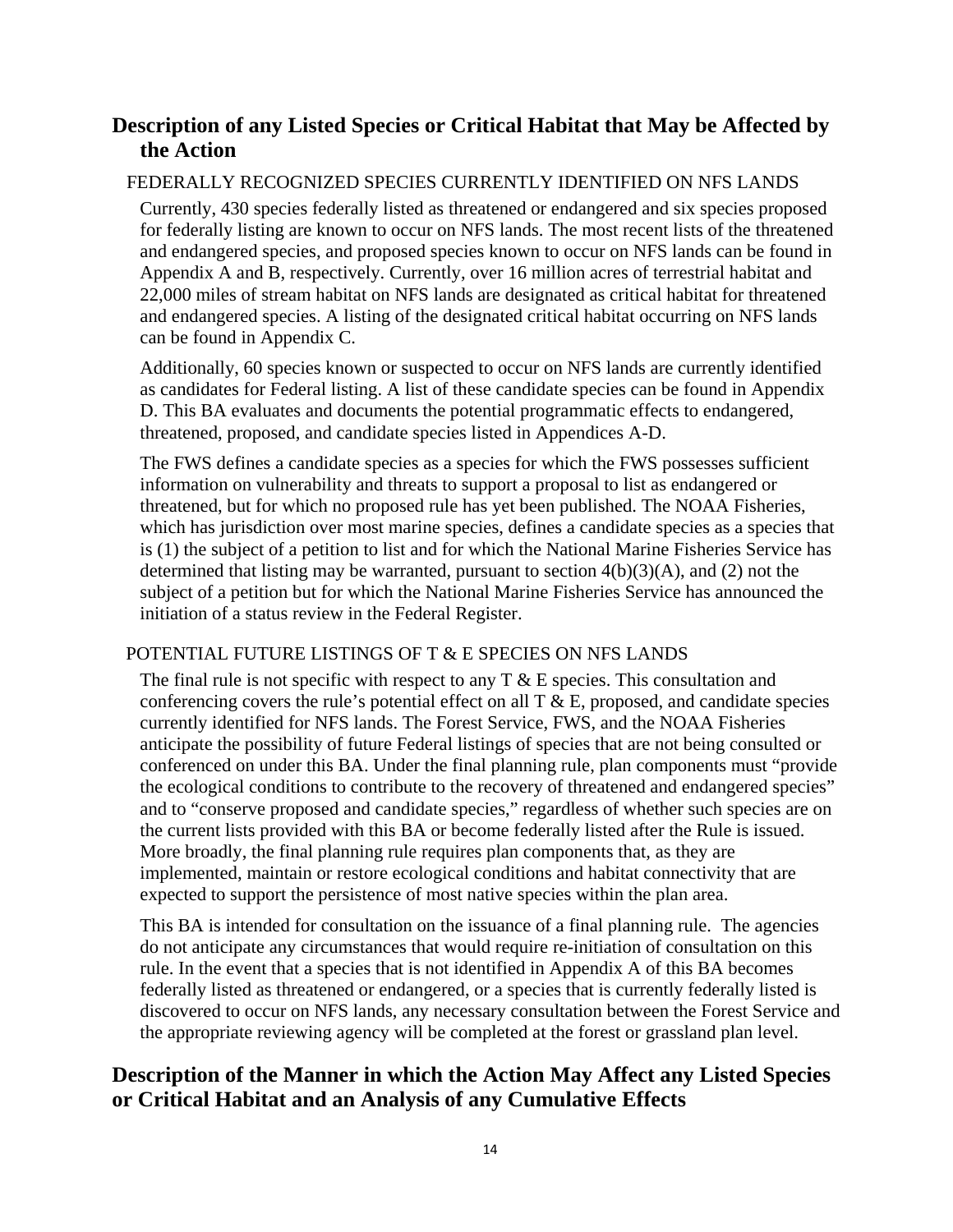## Description of any Listed Species or Critical Habitat that May be Affected by the Action

### FEDERALLY RECOGNIZED SPECIES CURRENTLY IDENTIFIED ON NFS LANDS

Currently, 430 species federally listed as threatened or endangered and six species proposed for federally listing are known to occur on NFS lands. The most recent lists of the threatened and endangered species, and proposed species known to occur on NFS lands can be found in Appendix A and B, respectively. Currently, over 16 million acres of terrestrial habitat and 22,000 miles of stream habitat on NFS lands are designated as critical habitat for threatened and endangered species. A listing of the designated critical habitat occurring on NFS lands can be found in Appendix C.

Additionally, 60 species known or suspected to occur on NFS lands are currently identified as candidates for Federal listing. A list of these candidate species can be found in Appendix D. This BA evaluates and documents the potential programmatic effects to endangered, threatened, proposed, and candidate species listed in Appendices A-D.

The FWS defines a candidate species as a species for which the FWS possesses sufficient information on vulnerability and threats to support a proposal to list as endangered or threatened, but for which no proposed rule has yet been published. The NOAA Fisheries, which has jurisdiction over most marine species, defines a candidate species as a species that is (1) the subject of a petition to list and for which the National Marine Fisheries Service has determined that listing may be warranted, pursuant to section 4(b)(3)(A), and (2) not the subject of a petition but for which the National Marine Fisheries Service has announced the initiation of a status review in the Federal Register.

### POTENTIAL FUTURE LISTINGS OF T & E SPECIES ON NFS LANDS

The final rule is not specific with respect to any T & E species. This consultation and conferencing covers the rule's potential effect on all T & E, proposed, and candidate species currently identified for NFS lands. The Forest Service, FWS, and the NOAA Fisheries anticipate the possibility of future Federal listings of species that are not being consulted or conferenced on under this BA. Under the final planning rule, plan components must "provide the ecological conditions to contribute to the recovery of threatened and endangered species" and to "conserve proposed and candidate species," regardless of whether such species are on the current lists provided with this BA or become federally listed after the Rule is issued. More broadly, the final planning rule requires plan components that, as they are implemented, maintain or restore ecological conditions and habitat connectivity that are expected to support the persistence of most native species within the plan area.

This BA is intended for consultation on the issuance of a final planning rule. The agencies do not anticipate any circumstances that would require re-initiation of consultation on this rule. In the event that a species that is not identified in Appendix A of this BA becomes federally listed as threatened or endangered, or a species that is currently federally listed is discovered to occur on NFS lands, any necessary consultation between the Forest Service and the appropriate reviewing agency will be completed at the forest or grassland plan level.

## Description of the Manner in which the Action May Affect any Listed Species or Critical Habitat and an Analysis of any Cumulative Effects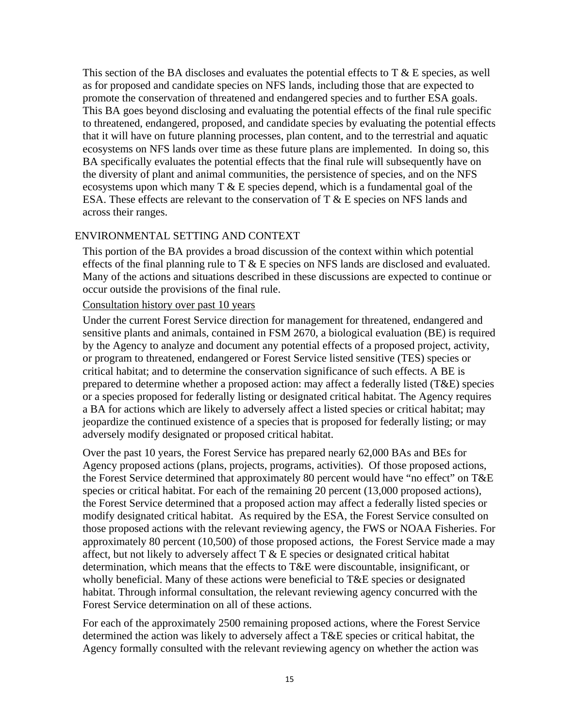This section of the BA discloses and evaluates the potential effects to T & E species, as well as for proposed and candidate species on NFS lands, including those that are expected to promote the conservation of threatened and endangered species and to further ESA goals. This BA goes beyond disclosing and evaluating the potential effects of the final rule specific to threatened, endangered, proposed, and candidate species by evaluating the potential effects that it will have on future planning processes, plan content, and to the terrestrial and aquatic ecosystems on NFS lands over time as these future plans are implemented. In doing so, this BA specifically evaluates the potential effects that the final rule will subsequently have on the diversity of plant and animal communities, the persistence of species, and on the NFS ecosystems upon which many T & E species depend, which is a fundamental goal of the ESA. These effects are relevant to the conservation of T & E species on NFS lands and across their ranges.

## ENVIRONMENTAL SETTING AND CONTEXT

This portion of the BA provides a broad discussion of the context within which potential effects of the final planning rule to T & E species on NFS lands are disclosed and evaluated. Many of the actions and situations described in these discussions are expected to continue or occur outside the provisions of the final rule.

### Consultation history over past 10 years

Under the current Forest Service direction for management for threatened, endangered and sensitive plants and animals, contained in FSM 2670, a biological evaluation (BE) is required by the Agency to analyze and document any potential effects of a proposed project, activity, or program to threatened, endangered or Forest Service listed sensitive (TES) species or critical habitat; and to determine the conservation significance of such effects. A BE is prepared to determine whether a proposed action: may affect a federally listed (T&E) species or a species proposed for federally listing or designated critical habitat. The Agency requires a BA for actions which are likely to adversely affect a listed species or critical habitat; may jeopardize the continued existence of a species that is proposed for federally listing; or may adversely modify designated or proposed critical habitat.

Over the past 10 years, the Forest Service has prepared nearly 62,000 BAs and BEs for Agency proposed actions (plans, projects, programs, activities). Of those proposed actions, the Forest Service determined that approximately 80 percent would have "no effect" on T&E species or critical habitat. For each of the remaining 20 percent (13,000 proposed actions), the Forest Service determined that a proposed action may affect a federally listed species or modify designated critical habitat. As required by the ESA, the Forest Service consulted on those proposed actions with the relevant reviewing agency, the FWS or NOAA Fisheries. For approximately 80 percent (10,500) of those proposed actions, the Forest Service made a may affect, but not likely to adversely affect T & E species or designated critical habitat determination, which means that the effects to T&E were discountable, insignificant, or wholly beneficial. Many of these actions were beneficial to T&E species or designated habitat. Through informal consultation, the relevant reviewing agency concurred with the Forest Service determination on all of these actions.

For each of the approximately 2500 remaining proposed actions, where the Forest Service determined the action was likely to adversely affect a T&E species or critical habitat, the Agency formally consulted with the relevant reviewing agency on whether the action was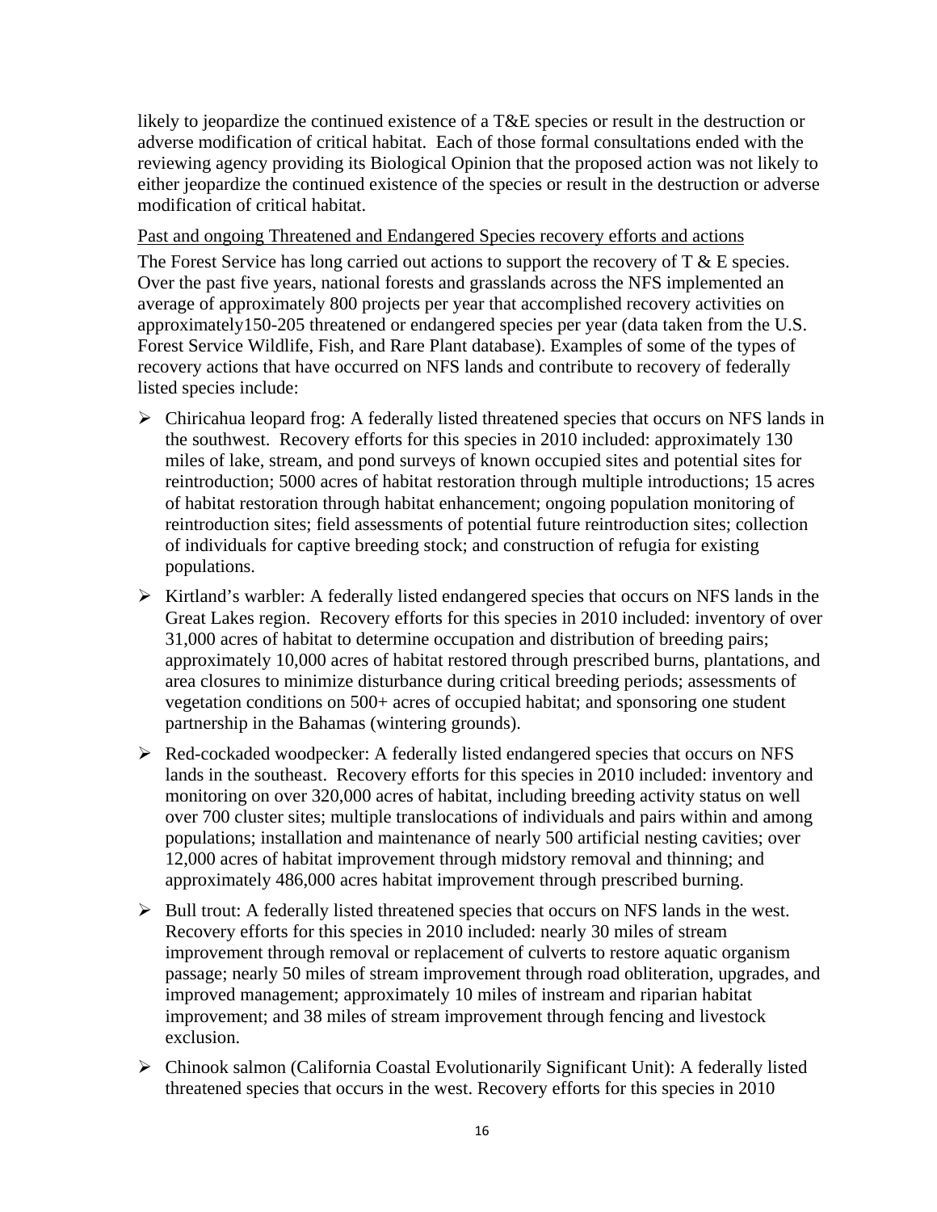likely to jeopardize the continued existence of a T&E species or result in the destruction or adverse modification of critical habitat. Each of those formal consultations ended with the reviewing agency providing its Biological Opinion that the proposed action was not likely to either jeopardize the continued existence of the species or result in the destruction or adverse modification of critical habitat.

<u>Past and ongoing Threatened and Endangered Species recovery efforts and actions</u>

The Forest Service has long carried out actions to support the recovery of T & E species. Over the past five years, national forests and grasslands across the NFS implemented an average of approximately 800 projects per year that accomplished recovery activities on approximately150-205 threatened or endangered species per year (data taken from the U.S. Forest Service Wildlife, Fish, and Rare Plant database). Examples of some of the types of recovery actions that have occurred on NFS lands and contribute to recovery of federally listed species include:

- Chiricahua leopard frog: A federally listed threatened species that occurs on NFS lands in the southwest. Recovery efforts for this species in 2010 included: approximately 130 miles of lake, stream, and pond surveys of known occupied sites and potential sites for reintroduction; 5000 acres of habitat restoration through multiple introductions; 15 acres of habitat restoration through habitat enhancement; ongoing population monitoring of reintroduction sites; field assessments of potential future reintroduction sites; collection of individuals for captive breeding stock; and construction of refugia for existing populations.
- Kirtland's warbler: A federally listed endangered species that occurs on NFS lands in the Great Lakes region. Recovery efforts for this species in 2010 included: inventory of over 31,000 acres of habitat to determine occupation and distribution of breeding pairs; approximately 10,000 acres of habitat restored through prescribed burns, plantations, and area closures to minimize disturbance during critical breeding periods; assessments of vegetation conditions on 500+ acres of occupied habitat; and sponsoring one student partnership in the Bahamas (wintering grounds).
- Red-cockaded woodpecker: A federally listed endangered species that occurs on NFS lands in the southeast. Recovery efforts for this species in 2010 included: inventory and monitoring on over 320,000 acres of habitat, including breeding activity status on well over 700 cluster sites; multiple translocations of individuals and pairs within and among populations; installation and maintenance of nearly 500 artificial nesting cavities; over 12,000 acres of habitat improvement through midstory removal and thinning; and approximately 486,000 acres habitat improvement through prescribed burning.
- Bull trout: A federally listed threatened species that occurs on NFS lands in the west. Recovery efforts for this species in 2010 included: nearly 30 miles of stream improvement through removal or replacement of culverts to restore aquatic organism passage; nearly 50 miles of stream improvement through road obliteration, upgrades, and improved management; approximately 10 miles of instream and riparian habitat improvement; and 38 miles of stream improvement through fencing and livestock exclusion.
- Chinook salmon (California Coastal Evolutionarily Significant Unit): A federally listed threatened species that occurs in the west. Recovery efforts for this species in 2010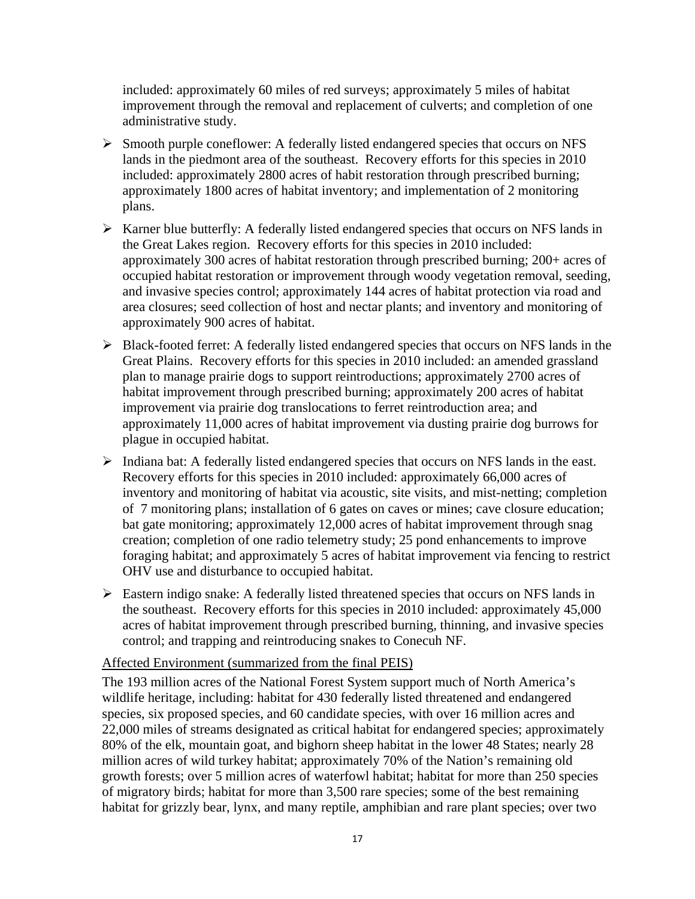included: approximately 60 miles of red surveys; approximately 5 miles of habitat improvement through the removal and replacement of culverts; and completion of one administrative study.

- Smooth purple coneflower: A federally listed endangered species that occurs on NFS lands in the piedmont area of the southeast. Recovery efforts for this species in 2010 included: approximately 2800 acres of habit restoration through prescribed burning; approximately 1800 acres of habitat inventory; and implementation of 2 monitoring plans.
- Karner blue butterfly: A federally listed endangered species that occurs on NFS lands in the Great Lakes region. Recovery efforts for this species in 2010 included: approximately 300 acres of habitat restoration through prescribed burning; 200+ acres of occupied habitat restoration or improvement through woody vegetation removal, seeding, and invasive species control; approximately 144 acres of habitat protection via road and area closures; seed collection of host and nectar plants; and inventory and monitoring of approximately 900 acres of habitat.
- Black-footed ferret: A federally listed endangered species that occurs on NFS lands in the Great Plains. Recovery efforts for this species in 2010 included: an amended grassland plan to manage prairie dogs to support reintroductions; approximately 2700 acres of habitat improvement through prescribed burning; approximately 200 acres of habitat improvement via prairie dog translocations to ferret reintroduction area; and approximately 11,000 acres of habitat improvement via dusting prairie dog burrows for plague in occupied habitat.
- Indiana bat: A federally listed endangered species that occurs on NFS lands in the east. Recovery efforts for this species in 2010 included: approximately 66,000 acres of inventory and monitoring of habitat via acoustic, site visits, and mist-netting; completion of 7 monitoring plans; installation of 6 gates on caves or mines; cave closure education; bat gate monitoring; approximately 12,000 acres of habitat improvement through snag creation; completion of one radio telemetry study; 25 pond enhancements to improve foraging habitat; and approximately 5 acres of habitat improvement via fencing to restrict OHV use and disturbance to occupied habitat.
- Eastern indigo snake: A federally listed threatened species that occurs on NFS lands in the southeast. Recovery efforts for this species in 2010 included: approximately 45,000 acres of habitat improvement through prescribed burning, thinning, and invasive species control; and trapping and reintroducing snakes to Conecuh NF.

Affected Environment (summarized from the final PEIS)

The 193 million acres of the National Forest System support much of North America's wildlife heritage, including: habitat for 430 federally listed threatened and endangered species, six proposed species, and 60 candidate species, with over 16 million acres and 22,000 miles of streams designated as critical habitat for endangered species; approximately 80% of the elk, mountain goat, and bighorn sheep habitat in the lower 48 States; nearly 28 million acres of wild turkey habitat; approximately 70% of the Nation's remaining old growth forests; over 5 million acres of waterfowl habitat; habitat for more than 250 species of migratory birds; habitat for more than 3,500 rare species; some of the best remaining habitat for grizzly bear, lynx, and many reptile, amphibian and rare plant species; over two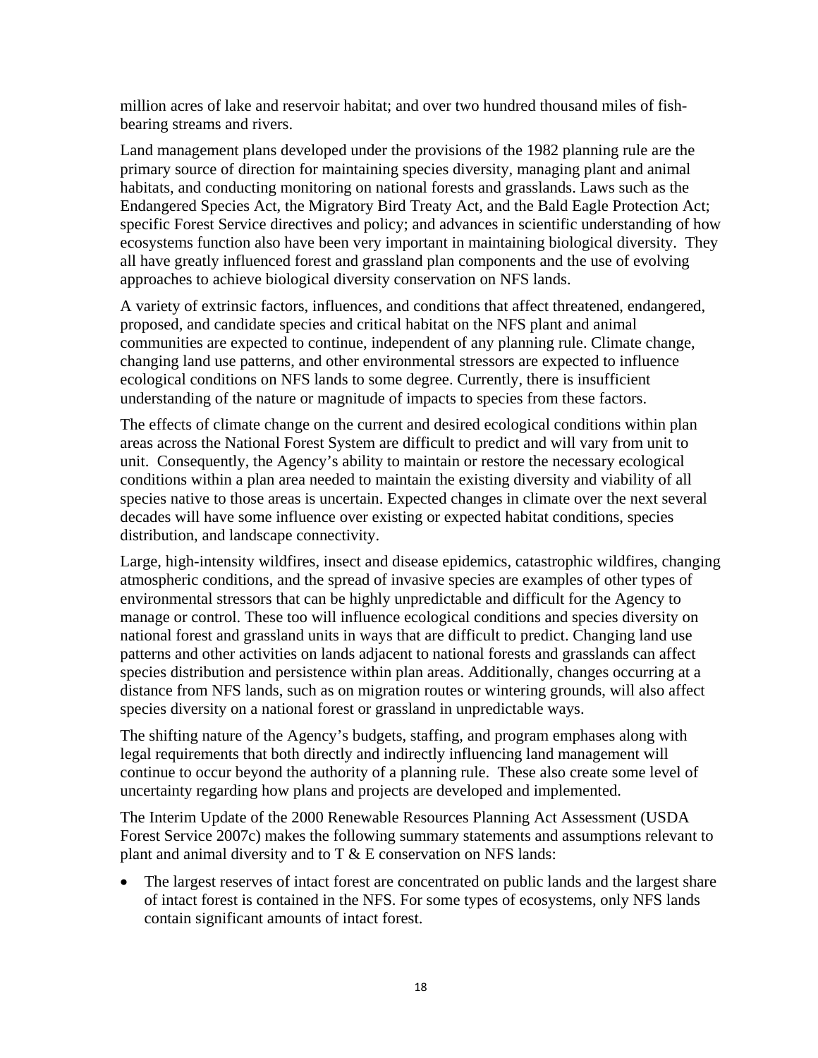million acres of lake and reservoir habitat; and over two hundred thousand miles of fish-bearing streams and rivers.

Land management plans developed under the provisions of the 1982 planning rule are the primary source of direction for maintaining species diversity, managing plant and animal habitats, and conducting monitoring on national forests and grasslands. Laws such as the Endangered Species Act, the Migratory Bird Treaty Act, and the Bald Eagle Protection Act; specific Forest Service directives and policy; and advances in scientific understanding of how ecosystems function also have been very important in maintaining biological diversity. They all have greatly influenced forest and grassland plan components and the use of evolving approaches to achieve biological diversity conservation on NFS lands.

A variety of extrinsic factors, influences, and conditions that affect threatened, endangered, proposed, and candidate species and critical habitat on the NFS plant and animal communities are expected to continue, independent of any planning rule. Climate change, changing land use patterns, and other environmental stressors are expected to influence ecological conditions on NFS lands to some degree. Currently, there is insufficient understanding of the nature or magnitude of impacts to species from these factors.

The effects of climate change on the current and desired ecological conditions within plan areas across the National Forest System are difficult to predict and will vary from unit to unit. Consequently, the Agency's ability to maintain or restore the necessary ecological conditions within a plan area needed to maintain the existing diversity and viability of all species native to those areas is uncertain. Expected changes in climate over the next several decades will have some influence over existing or expected habitat conditions, species distribution, and landscape connectivity.

Large, high-intensity wildfires, insect and disease epidemics, catastrophic wildfires, changing atmospheric conditions, and the spread of invasive species are examples of other types of environmental stressors that can be highly unpredictable and difficult for the Agency to manage or control. These too will influence ecological conditions and species diversity on national forest and grassland units in ways that are difficult to predict. Changing land use patterns and other activities on lands adjacent to national forests and grasslands can affect species distribution and persistence within plan areas. Additionally, changes occurring at a distance from NFS lands, such as on migration routes or wintering grounds, will also affect species diversity on a national forest or grassland in unpredictable ways.

The shifting nature of the Agency's budgets, staffing, and program emphases along with legal requirements that both directly and indirectly influencing land management will continue to occur beyond the authority of a planning rule. These also create some level of uncertainty regarding how plans and projects are developed and implemented.

The Interim Update of the 2000 Renewable Resources Planning Act Assessment (USDA Forest Service 2007c) makes the following summary statements and assumptions relevant to plant and animal diversity and to T & E conservation on NFS lands:

- The largest reserves of intact forest are concentrated on public lands and the largest share of intact forest is contained in the NFS. For some types of ecosystems, only NFS lands contain significant amounts of intact forest.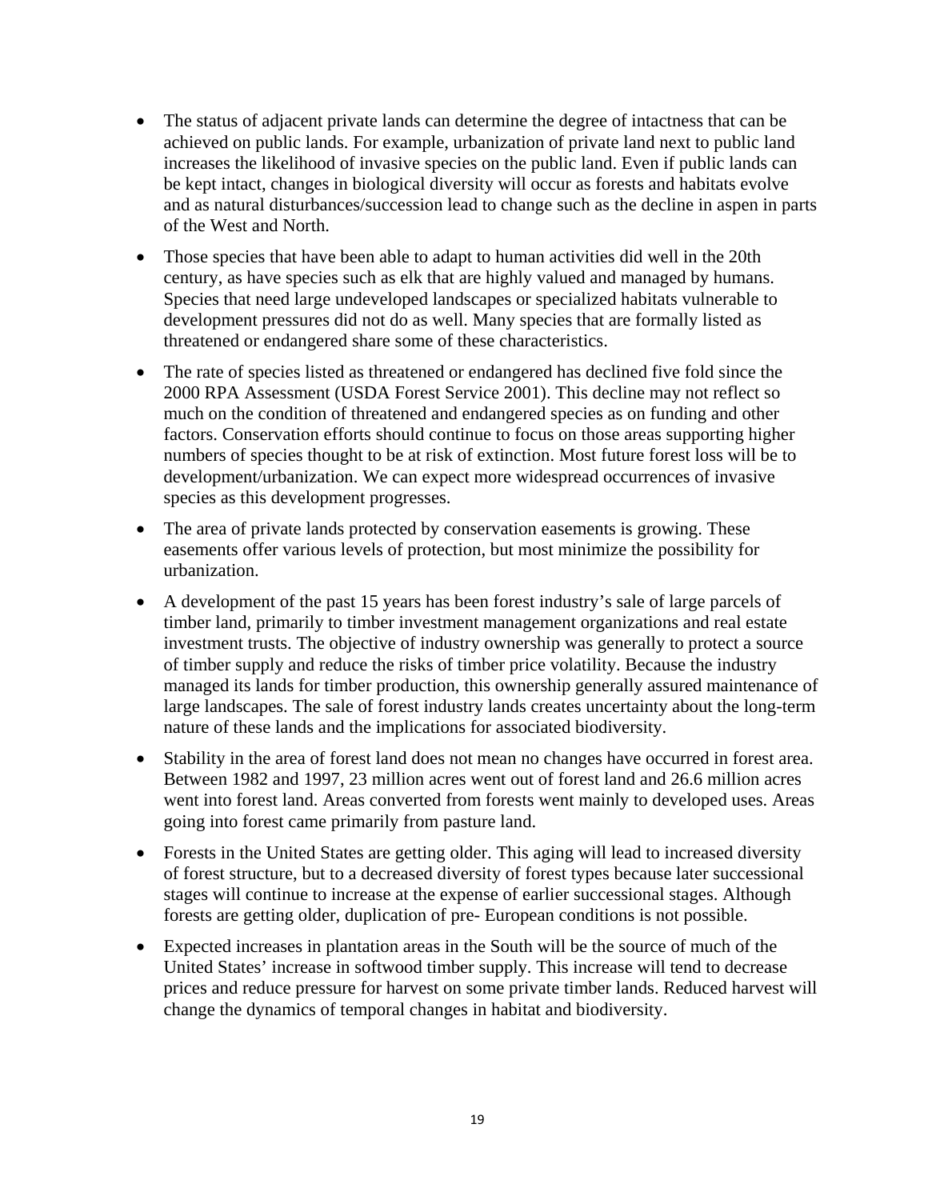- The status of adjacent private lands can determine the degree of intactness that can be achieved on public lands. For example, urbanization of private land next to public land increases the likelihood of invasive species on the public land. Even if public lands can be kept intact, changes in biological diversity will occur as forests and habitats evolve and as natural disturbances/succession lead to change such as the decline in aspen in parts of the West and North.

- Those species that have been able to adapt to human activities did well in the 20th century, as have species such as elk that are highly valued and managed by humans. Species that need large undeveloped landscapes or specialized habitats vulnerable to development pressures did not do as well. Many species that are formally listed as threatened or endangered share some of these characteristics.

- The rate of species listed as threatened or endangered has declined five fold since the 2000 RPA Assessment (USDA Forest Service 2001). This decline may not reflect so much on the condition of threatened and endangered species as on funding and other factors. Conservation efforts should continue to focus on those areas supporting higher numbers of species thought to be at risk of extinction. Most future forest loss will be to development/urbanization. We can expect more widespread occurrences of invasive species as this development progresses.

- The area of private lands protected by conservation easements is growing. These easements offer various levels of protection, but most minimize the possibility for urbanization.

- A development of the past 15 years has been forest industry's sale of large parcels of timber land, primarily to timber investment management organizations and real estate investment trusts. The objective of industry ownership was generally to protect a source of timber supply and reduce the risks of timber price volatility. Because the industry managed its lands for timber production, this ownership generally assured maintenance of large landscapes. The sale of forest industry lands creates uncertainty about the long-term nature of these lands and the implications for associated biodiversity.

- Stability in the area of forest land does not mean no changes have occurred in forest area. Between 1982 and 1997, 23 million acres went out of forest land and 26.6 million acres went into forest land. Areas converted from forests went mainly to developed uses. Areas going into forest came primarily from pasture land.

- Forests in the United States are getting older. This aging will lead to increased diversity of forest structure, but to a decreased diversity of forest types because later successional stages will continue to increase at the expense of earlier successional stages. Although forests are getting older, duplication of pre- European conditions is not possible.

- Expected increases in plantation areas in the South will be the source of much of the United States' increase in softwood timber supply. This increase will tend to decrease prices and reduce pressure for harvest on some private timber lands. Reduced harvest will change the dynamics of temporal changes in habitat and biodiversity.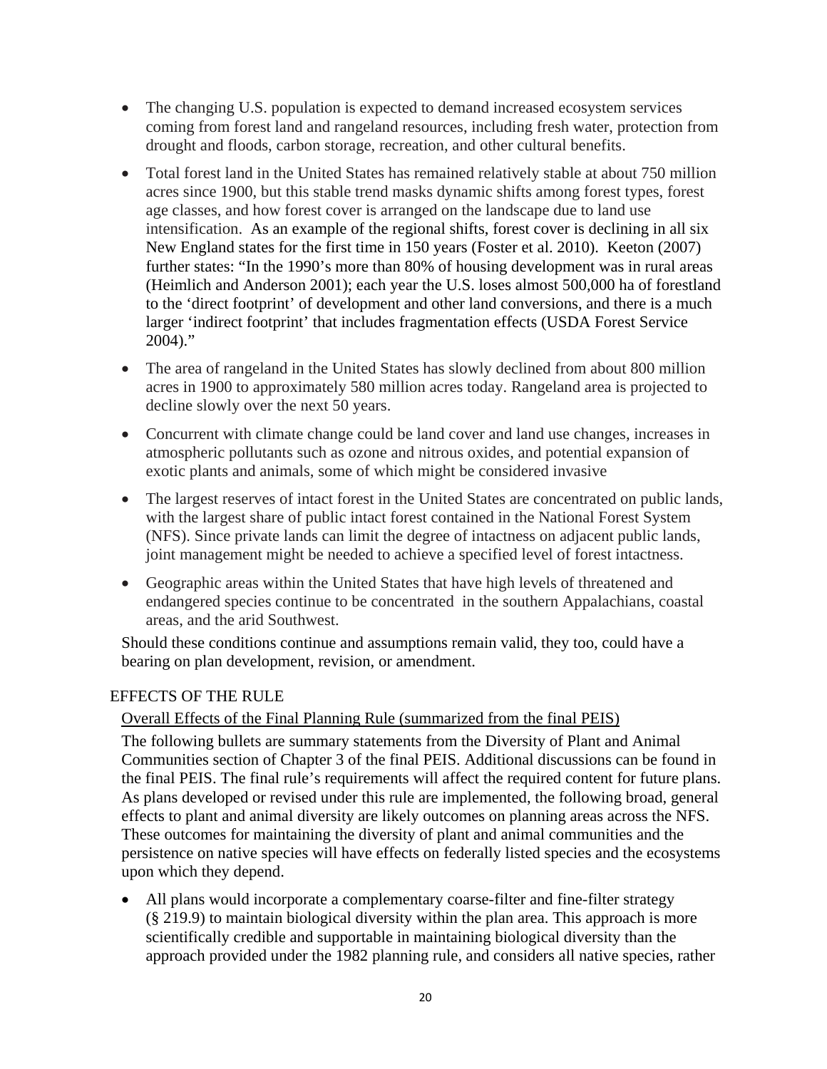- The changing U.S. population is expected to demand increased ecosystem services coming from forest land and rangeland resources, including fresh water, protection from drought and floods, carbon storage, recreation, and other cultural benefits.
- Total forest land in the United States has remained relatively stable at about 750 million acres since 1900, but this stable trend masks dynamic shifts among forest types, forest age classes, and how forest cover is arranged on the landscape due to land use intensification. As an example of the regional shifts, forest cover is declining in all six New England states for the first time in 150 years (Foster et al. 2010). Keeton (2007) further states: "In the 1990's more than 80% of housing development was in rural areas (Heimlich and Anderson 2001); each year the U.S. loses almost 500,000 ha of forestland to the 'direct footprint' of development and other land conversions, and there is a much larger 'indirect footprint' that includes fragmentation effects (USDA Forest Service 2004)."
- The area of rangeland in the United States has slowly declined from about 800 million acres in 1900 to approximately 580 million acres today. Rangeland area is projected to decline slowly over the next 50 years.
- Concurrent with climate change could be land cover and land use changes, increases in atmospheric pollutants such as ozone and nitrous oxides, and potential expansion of exotic plants and animals, some of which might be considered invasive
- The largest reserves of intact forest in the United States are concentrated on public lands, with the largest share of public intact forest contained in the National Forest System (NFS). Since private lands can limit the degree of intactness on adjacent public lands, joint management might be needed to achieve a specified level of forest intactness.
- Geographic areas within the United States that have high levels of threatened and endangered species continue to be concentrated in the southern Appalachians, coastal areas, and the arid Southwest.

Should these conditions continue and assumptions remain valid, they too, could have a bearing on plan development, revision, or amendment.

## EFFECTS OF THE RULE

### Overall Effects of the Final Planning Rule (summarized from the final PEIS)

The following bullets are summary statements from the Diversity of Plant and Animal Communities section of Chapter 3 of the final PEIS. Additional discussions can be found in the final PEIS. The final rule's requirements will affect the required content for future plans. As plans developed or revised under this rule are implemented, the following broad, general effects to plant and animal diversity are likely outcomes on planning areas across the NFS. These outcomes for maintaining the diversity of plant and animal communities and the persistence on native species will have effects on federally listed species and the ecosystems upon which they depend.

- All plans would incorporate a complementary coarse-filter and fine-filter strategy (§ 219.9) to maintain biological diversity within the plan area. This approach is more scientifically credible and supportable in maintaining biological diversity than the approach provided under the 1982 planning rule, and considers all native species, rather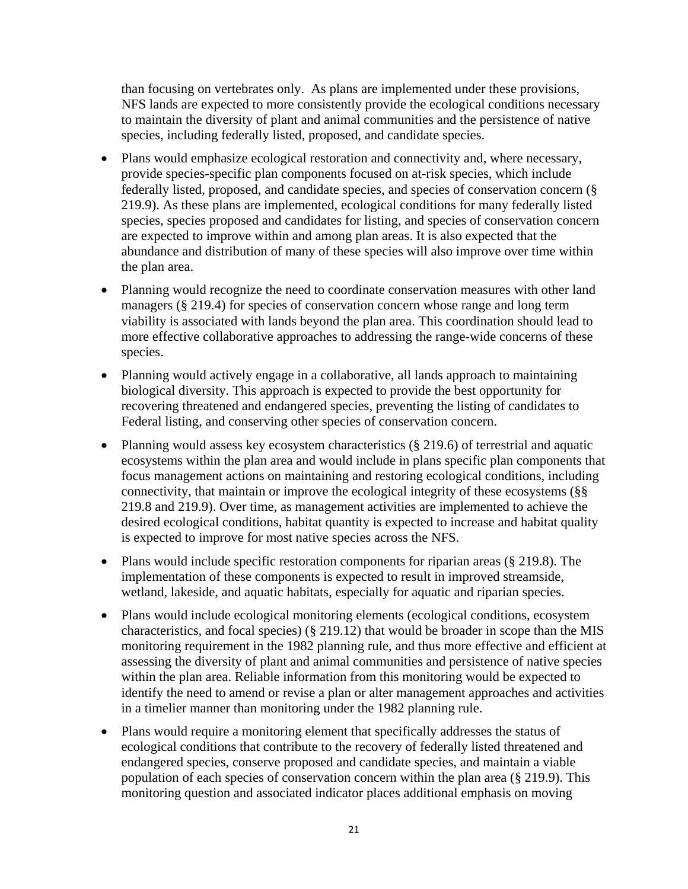than focusing on vertebrates only. As plans are implemented under these provisions, NFS lands are expected to more consistently provide the ecological conditions necessary to maintain the diversity of plant and animal communities and the persistence of native species, including federally listed, proposed, and candidate species.

- Plans would emphasize ecological restoration and connectivity and, where necessary, provide species-specific plan components focused on at-risk species, which include federally listed, proposed, and candidate species, and species of conservation concern (§ 219.9). As these plans are implemented, ecological conditions for many federally listed species, species proposed and candidates for listing, and species of conservation concern are expected to improve within and among plan areas. It is also expected that the abundance and distribution of many of these species will also improve over time within the plan area.
- Planning would recognize the need to coordinate conservation measures with other land managers (§ 219.4) for species of conservation concern whose range and long term viability is associated with lands beyond the plan area. This coordination should lead to more effective collaborative approaches to addressing the range-wide concerns of these species.
- Planning would actively engage in a collaborative, all lands approach to maintaining biological diversity. This approach is expected to provide the best opportunity for recovering threatened and endangered species, preventing the listing of candidates to Federal listing, and conserving other species of conservation concern.
- Planning would assess key ecosystem characteristics (§ 219.6) of terrestrial and aquatic ecosystems within the plan area and would include in plans specific plan components that focus management actions on maintaining and restoring ecological conditions, including connectivity, that maintain or improve the ecological integrity of these ecosystems (§§ 219.8 and 219.9). Over time, as management activities are implemented to achieve the desired ecological conditions, habitat quantity is expected to increase and habitat quality is expected to improve for most native species across the NFS.
- Plans would include specific restoration components for riparian areas (§ 219.8). The implementation of these components is expected to result in improved streamside, wetland, lakeside, and aquatic habitats, especially for aquatic and riparian species.
- Plans would include ecological monitoring elements (ecological conditions, ecosystem characteristics, and focal species) (§ 219.12) that would be broader in scope than the MIS monitoring requirement in the 1982 planning rule, and thus more effective and efficient at assessing the diversity of plant and animal communities and persistence of native species within the plan area. Reliable information from this monitoring would be expected to identify the need to amend or revise a plan or alter management approaches and activities in a timelier manner than monitoring under the 1982 planning rule.
- Plans would require a monitoring element that specifically addresses the status of ecological conditions that contribute to the recovery of federally listed threatened and endangered species, conserve proposed and candidate species, and maintain a viable population of each species of conservation concern within the plan area (§ 219.9). This monitoring question and associated indicator places additional emphasis on moving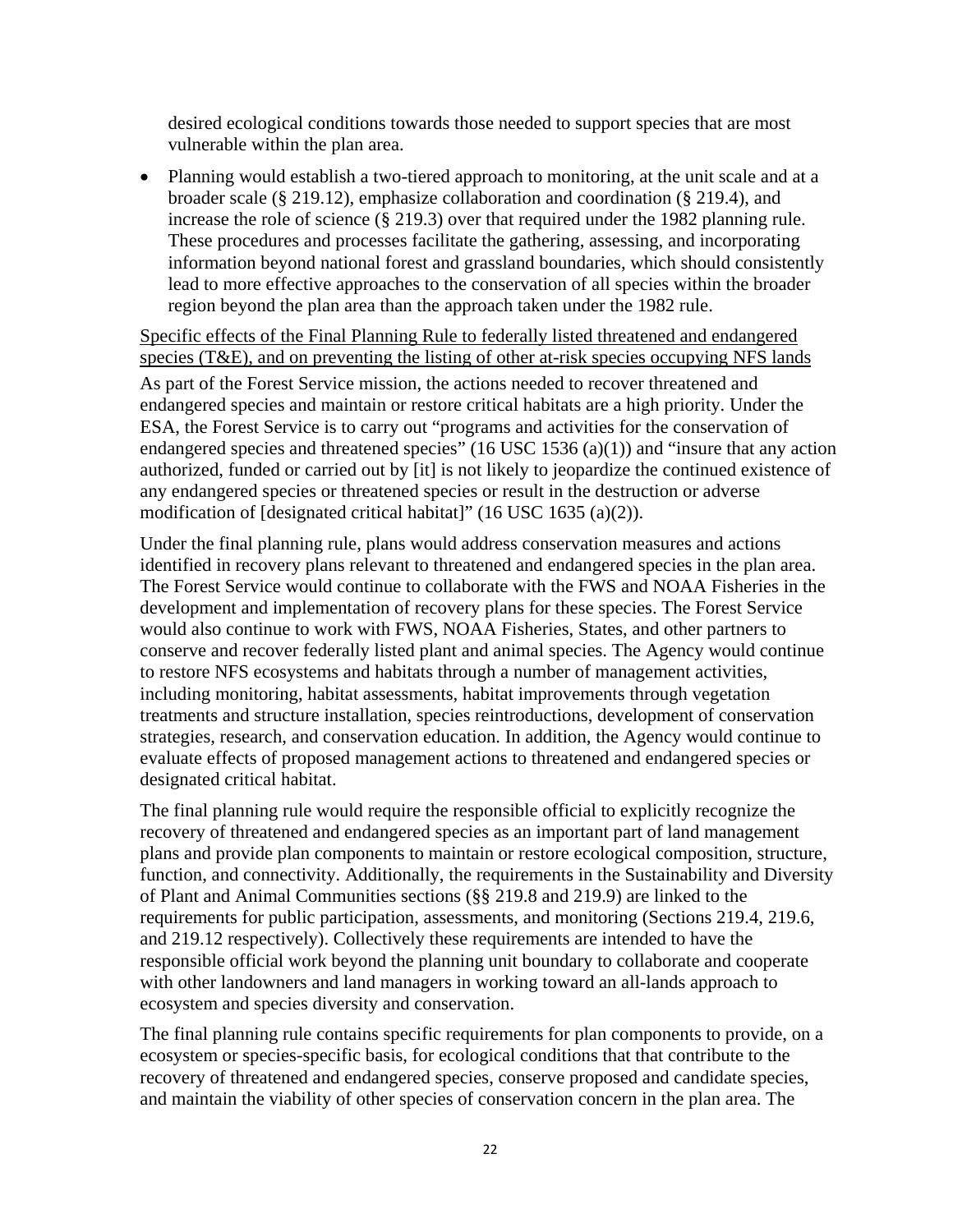desired ecological conditions towards those needed to support species that are most vulnerable within the plan area.

- Planning would establish a two-tiered approach to monitoring, at the unit scale and at a broader scale (§ 219.12), emphasize collaboration and coordination (§ 219.4), and increase the role of science (§ 219.3) over that required under the 1982 planning rule. These procedures and processes facilitate the gathering, assessing, and incorporating information beyond national forest and grassland boundaries, which should consistently lead to more effective approaches to the conservation of all species within the broader region beyond the plan area than the approach taken under the 1982 rule.

<u>Specific effects of the Final Planning Rule to federally listed threatened and endangered species (T&E), and on preventing the listing of other at-risk species occupying NFS lands</u>

As part of the Forest Service mission, the actions needed to recover threatened and endangered species and maintain or restore critical habitats are a high priority. Under the ESA, the Forest Service is to carry out "programs and activities for the conservation of endangered species and threatened species" (16 USC 1536 (a)(1)) and "insure that any action authorized, funded or carried out by [it] is not likely to jeopardize the continued existence of any endangered species or threatened species or result in the destruction or adverse modification of [designated critical habitat]" (16 USC 1635 (a)(2)).

Under the final planning rule, plans would address conservation measures and actions identified in recovery plans relevant to threatened and endangered species in the plan area. The Forest Service would continue to collaborate with the FWS and NOAA Fisheries in the development and implementation of recovery plans for these species. The Forest Service would also continue to work with FWS, NOAA Fisheries, States, and other partners to conserve and recover federally listed plant and animal species. The Agency would continue to restore NFS ecosystems and habitats through a number of management activities, including monitoring, habitat assessments, habitat improvements through vegetation treatments and structure installation, species reintroductions, development of conservation strategies, research, and conservation education. In addition, the Agency would continue to evaluate effects of proposed management actions to threatened and endangered species or designated critical habitat.

The final planning rule would require the responsible official to explicitly recognize the recovery of threatened and endangered species as an important part of land management plans and provide plan components to maintain or restore ecological composition, structure, function, and connectivity. Additionally, the requirements in the Sustainability and Diversity of Plant and Animal Communities sections (§§ 219.8 and 219.9) are linked to the requirements for public participation, assessments, and monitoring (Sections 219.4, 219.6, and 219.12 respectively). Collectively these requirements are intended to have the responsible official work beyond the planning unit boundary to collaborate and cooperate with other landowners and land managers in working toward an all-lands approach to ecosystem and species diversity and conservation.

The final planning rule contains specific requirements for plan components to provide, on a ecosystem or species-specific basis, for ecological conditions that that contribute to the recovery of threatened and endangered species, conserve proposed and candidate species, and maintain the viability of other species of conservation concern in the plan area. The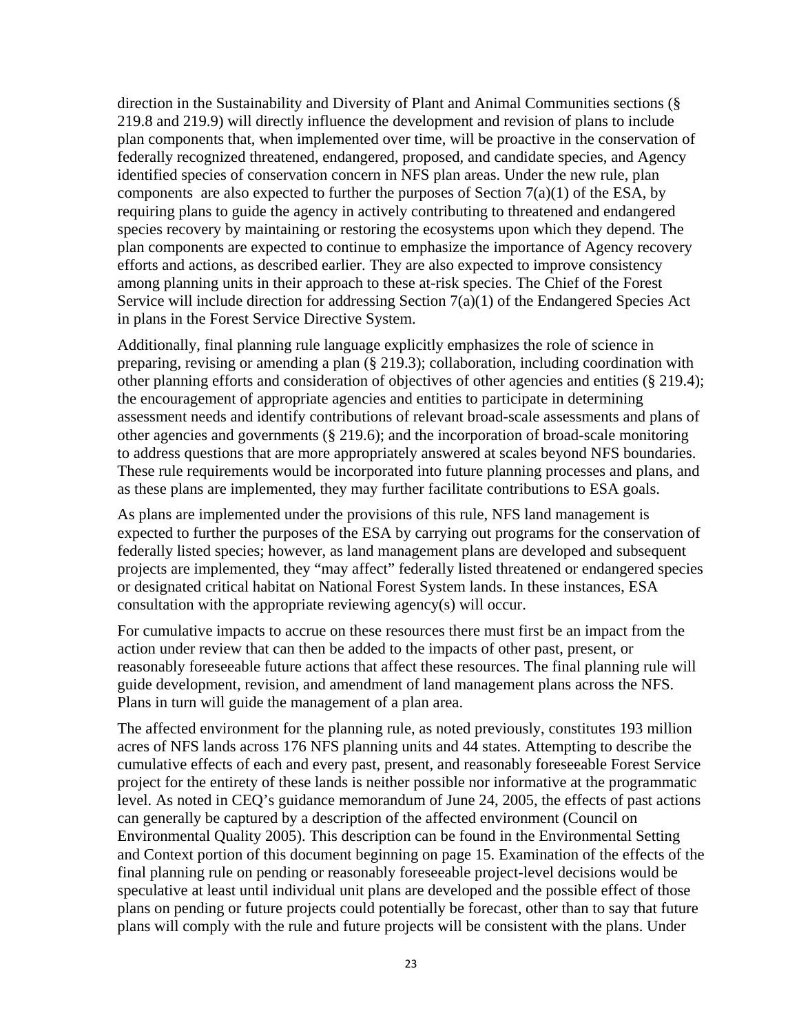direction in the Sustainability and Diversity of Plant and Animal Communities sections (§ 219.8 and 219.9) will directly influence the development and revision of plans to include plan components that, when implemented over time, will be proactive in the conservation of federally recognized threatened, endangered, proposed, and candidate species, and Agency identified species of conservation concern in NFS plan areas. Under the new rule, plan components are also expected to further the purposes of Section 7(a)(1) of the ESA, by requiring plans to guide the agency in actively contributing to threatened and endangered species recovery by maintaining or restoring the ecosystems upon which they depend. The plan components are expected to continue to emphasize the importance of Agency recovery efforts and actions, as described earlier. They are also expected to improve consistency among planning units in their approach to these at-risk species. The Chief of the Forest Service will include direction for addressing Section 7(a)(1) of the Endangered Species Act in plans in the Forest Service Directive System.

Additionally, final planning rule language explicitly emphasizes the role of science in preparing, revising or amending a plan (§ 219.3); collaboration, including coordination with other planning efforts and consideration of objectives of other agencies and entities (§ 219.4); the encouragement of appropriate agencies and entities to participate in determining assessment needs and identify contributions of relevant broad-scale assessments and plans of other agencies and governments (§ 219.6); and the incorporation of broad-scale monitoring to address questions that are more appropriately answered at scales beyond NFS boundaries. These rule requirements would be incorporated into future planning processes and plans, and as these plans are implemented, they may further facilitate contributions to ESA goals.

As plans are implemented under the provisions of this rule, NFS land management is expected to further the purposes of the ESA by carrying out programs for the conservation of federally listed species; however, as land management plans are developed and subsequent projects are implemented, they "may affect" federally listed threatened or endangered species or designated critical habitat on National Forest System lands. In these instances, ESA consultation with the appropriate reviewing agency(s) will occur.

For cumulative impacts to accrue on these resources there must first be an impact from the action under review that can then be added to the impacts of other past, present, or reasonably foreseeable future actions that affect these resources. The final planning rule will guide development, revision, and amendment of land management plans across the NFS. Plans in turn will guide the management of a plan area.

The affected environment for the planning rule, as noted previously, constitutes 193 million acres of NFS lands across 176 NFS planning units and 44 states. Attempting to describe the cumulative effects of each and every past, present, and reasonably foreseeable Forest Service project for the entirety of these lands is neither possible nor informative at the programmatic level. As noted in CEQ's guidance memorandum of June 24, 2005, the effects of past actions can generally be captured by a description of the affected environment (Council on Environmental Quality 2005). This description can be found in the Environmental Setting and Context portion of this document beginning on page 15. Examination of the effects of the final planning rule on pending or reasonably foreseeable project-level decisions would be speculative at least until individual unit plans are developed and the possible effect of those plans on pending or future projects could potentially be forecast, other than to say that future plans will comply with the rule and future projects will be consistent with the plans. Under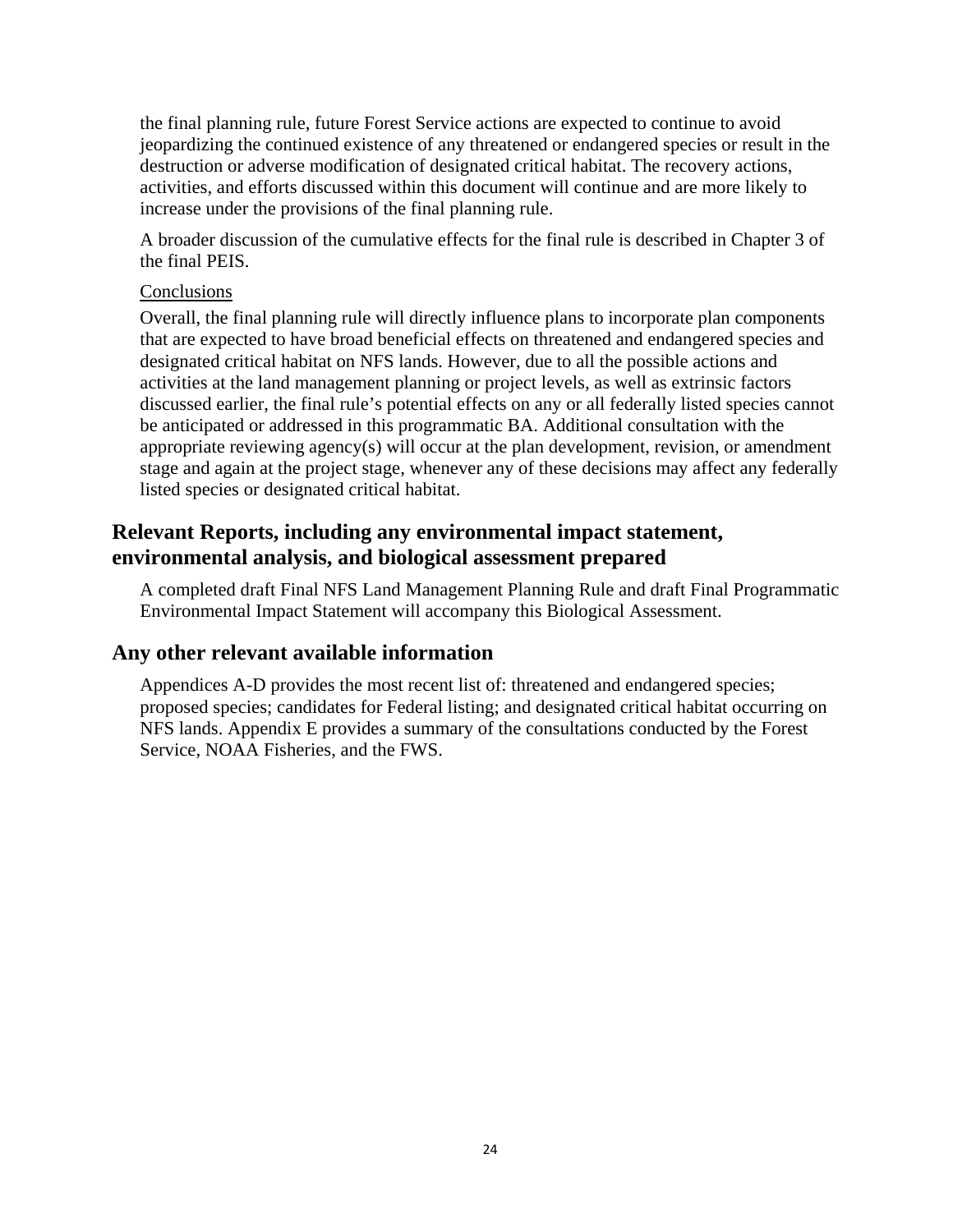the final planning rule, future Forest Service actions are expected to continue to avoid jeopardizing the continued existence of any threatened or endangered species or result in the destruction or adverse modification of designated critical habitat. The recovery actions, activities, and efforts discussed within this document will continue and are more likely to increase under the provisions of the final planning rule.

A broader discussion of the cumulative effects for the final rule is described in Chapter 3 of the final PEIS.

Conclusions

Overall, the final planning rule will directly influence plans to incorporate plan components that are expected to have broad beneficial effects on threatened and endangered species and designated critical habitat on NFS lands. However, due to all the possible actions and activities at the land management planning or project levels, as well as extrinsic factors discussed earlier, the final rule's potential effects on any or all federally listed species cannot be anticipated or addressed in this programmatic BA. Additional consultation with the appropriate reviewing agency(s) will occur at the plan development, revision, or amendment stage and again at the project stage, whenever any of these decisions may affect any federally listed species or designated critical habitat.

## Relevant Reports, including any environmental impact statement, environmental analysis, and biological assessment prepared

A completed draft Final NFS Land Management Planning Rule and draft Final Programmatic Environmental Impact Statement will accompany this Biological Assessment.

## Any other relevant available information

Appendices A-D provides the most recent list of: threatened and endangered species; proposed species; candidates for Federal listing; and designated critical habitat occurring on NFS lands. Appendix E provides a summary of the consultations conducted by the Forest Service, NOAA Fisheries, and the FWS.